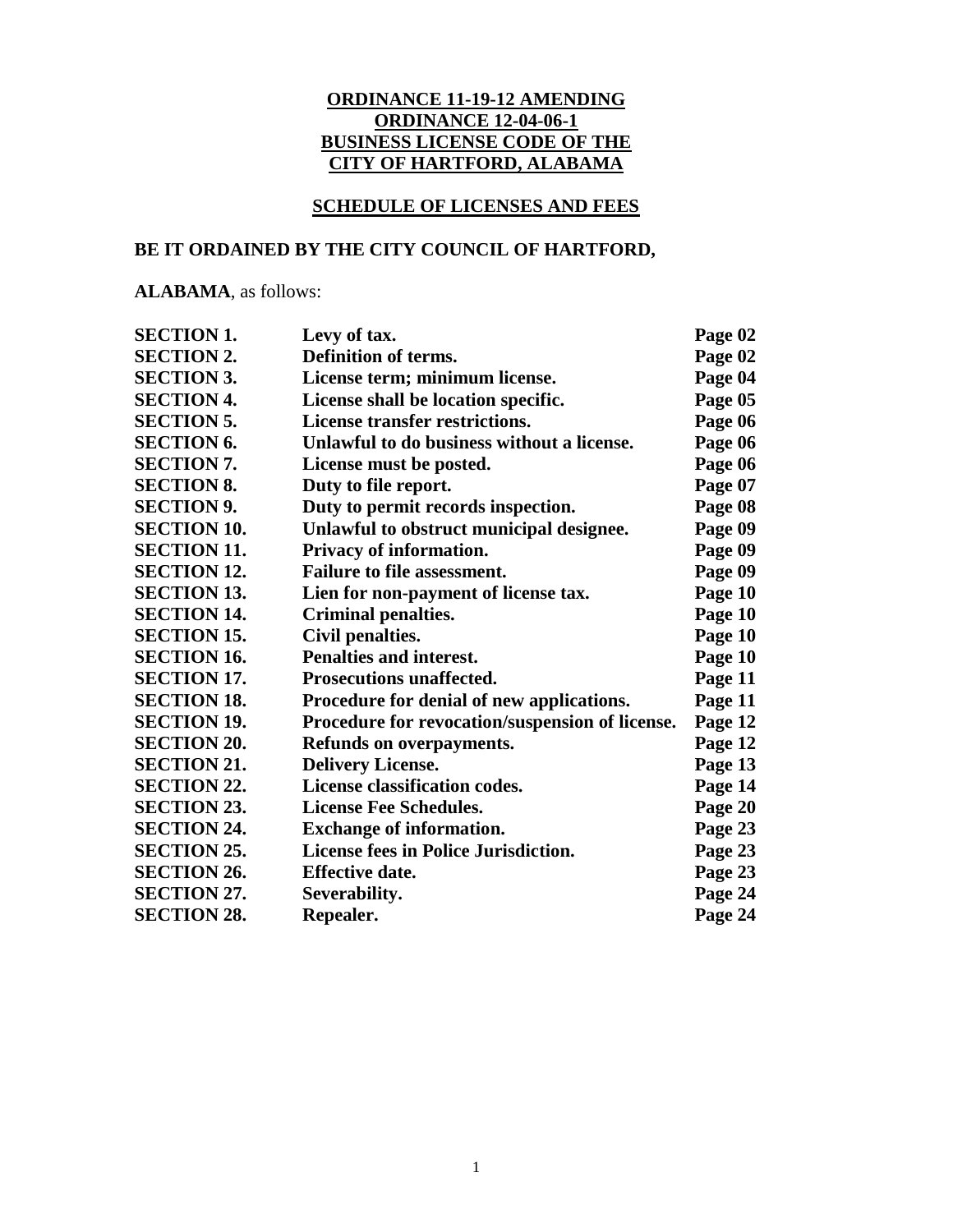# ORDINANCE 11-19-12 AMENDING ORDINANCE 12-04-06-1 BUSINESS LICENSE CODE OF THE CITY OF HARTFORD, ALABAMA

## SCHEDULE OF LICENSES AND FEES

**BE IT ORDAINED BY THE CITY COUNCIL OF HARTFORD,**

**ALABAMA**, as follows:

| | | |
|---|---|---|
| **SECTION 1.** | **Levy of tax.** | **Page 02** |
| **SECTION 2.** | **Definition of terms.** | **Page 02** |
| **SECTION 3.** | **License term; minimum license.** | **Page 04** |
| **SECTION 4.** | **License shall be location specific.** | **Page 05** |
| **SECTION 5.** | **License transfer restrictions.** | **Page 06** |
| **SECTION 6.** | **Unlawful to do business without a license.** | **Page 06** |
| **SECTION 7.** | **License must be posted.** | **Page 06** |
| **SECTION 8.** | **Duty to file report.** | **Page 07** |
| **SECTION 9.** | **Duty to permit records inspection.** | **Page 08** |
| **SECTION 10.** | **Unlawful to obstruct municipal designee.** | **Page 09** |
| **SECTION 11.** | **Privacy of information.** | **Page 09** |
| **SECTION 12.** | **Failure to file assessment.** | **Page 09** |
| **SECTION 13.** | **Lien for non-payment of license tax.** | **Page 10** |
| **SECTION 14.** | **Criminal penalties.** | **Page 10** |
| **SECTION 15.** | **Civil penalties.** | **Page 10** |
| **SECTION 16.** | **Penalties and interest.** | **Page 10** |
| **SECTION 17.** | **Prosecutions unaffected.** | **Page 11** |
| **SECTION 18.** | **Procedure for denial of new applications.** | **Page 11** |
| **SECTION 19.** | **Procedure for revocation/suspension of license.** | **Page 12** |
| **SECTION 20.** | **Refunds on overpayments.** | **Page 12** |
| **SECTION 21.** | **Delivery License.** | **Page 13** |
| **SECTION 22.** | **License classification codes.** | **Page 14** |
| **SECTION 23.** | **License Fee Schedules.** | **Page 20** |
| **SECTION 24.** | **Exchange of information.** | **Page 23** |
| **SECTION 25.** | **License fees in Police Jurisdiction.** | **Page 23** |
| **SECTION 26.** | **Effective date.** | **Page 23** |
| **SECTION 27.** | **Severability.** | **Page 24** |
| **SECTION 28.** | **Repealer.** | **Page 24** |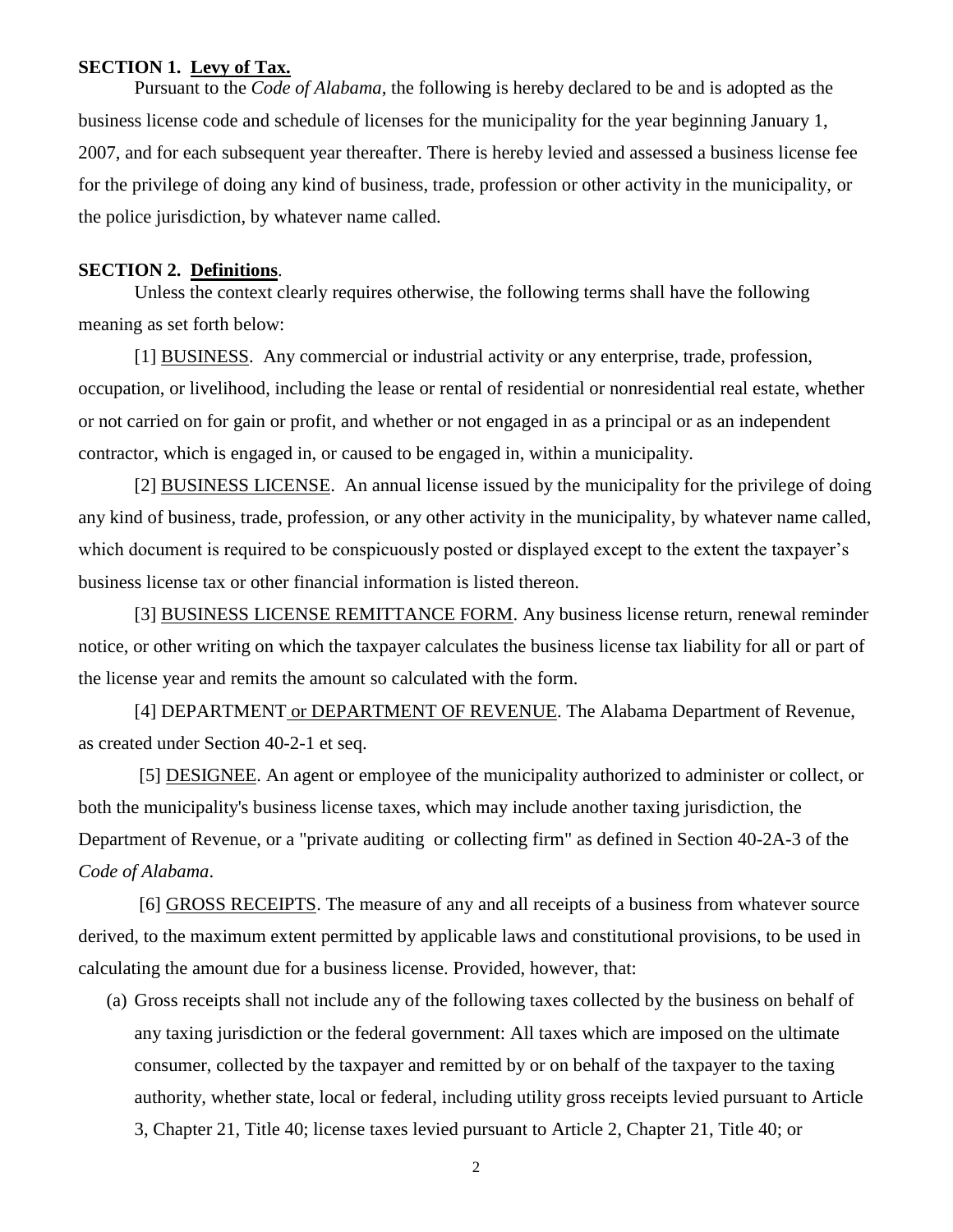**SECTION 1. Levy of Tax.**

Pursuant to the *Code of Alabama,* the following is hereby declared to be and is adopted as the business license code and schedule of licenses for the municipality for the year beginning January 1, 2007, and for each subsequent year thereafter. There is hereby levied and assessed a business license fee for the privilege of doing any kind of business, trade, profession or other activity in the municipality, or the police jurisdiction, by whatever name called.

**SECTION 2. Definitions**.

Unless the context clearly requires otherwise, the following terms shall have the following meaning as set forth below:

[1] BUSINESS. Any commercial or industrial activity or any enterprise, trade, profession, occupation, or livelihood, including the lease or rental of residential or nonresidential real estate, whether or not carried on for gain or profit, and whether or not engaged in as a principal or as an independent contractor, which is engaged in, or caused to be engaged in, within a municipality.

[2] BUSINESS LICENSE. An annual license issued by the municipality for the privilege of doing any kind of business, trade, profession, or any other activity in the municipality, by whatever name called, which document is required to be conspicuously posted or displayed except to the extent the taxpayer's business license tax or other financial information is listed thereon.

[3] BUSINESS LICENSE REMITTANCE FORM. Any business license return, renewal reminder notice, or other writing on which the taxpayer calculates the business license tax liability for all or part of the license year and remits the amount so calculated with the form.

[4] DEPARTMENT or DEPARTMENT OF REVENUE. The Alabama Department of Revenue, as created under Section 40-2-1 et seq.

[5] DESIGNEE. An agent or employee of the municipality authorized to administer or collect, or both the municipality's business license taxes, which may include another taxing jurisdiction, the Department of Revenue, or a "private auditing or collecting firm" as defined in Section 40-2A-3 of the *Code of Alabama*.

[6] GROSS RECEIPTS. The measure of any and all receipts of a business from whatever source derived, to the maximum extent permitted by applicable laws and constitutional provisions, to be used in calculating the amount due for a business license. Provided, however, that:

(a) Gross receipts shall not include any of the following taxes collected by the business on behalf of any taxing jurisdiction or the federal government: All taxes which are imposed on the ultimate consumer, collected by the taxpayer and remitted by or on behalf of the taxpayer to the taxing authority, whether state, local or federal, including utility gross receipts levied pursuant to Article 3, Chapter 21, Title 40; license taxes levied pursuant to Article 2, Chapter 21, Title 40; or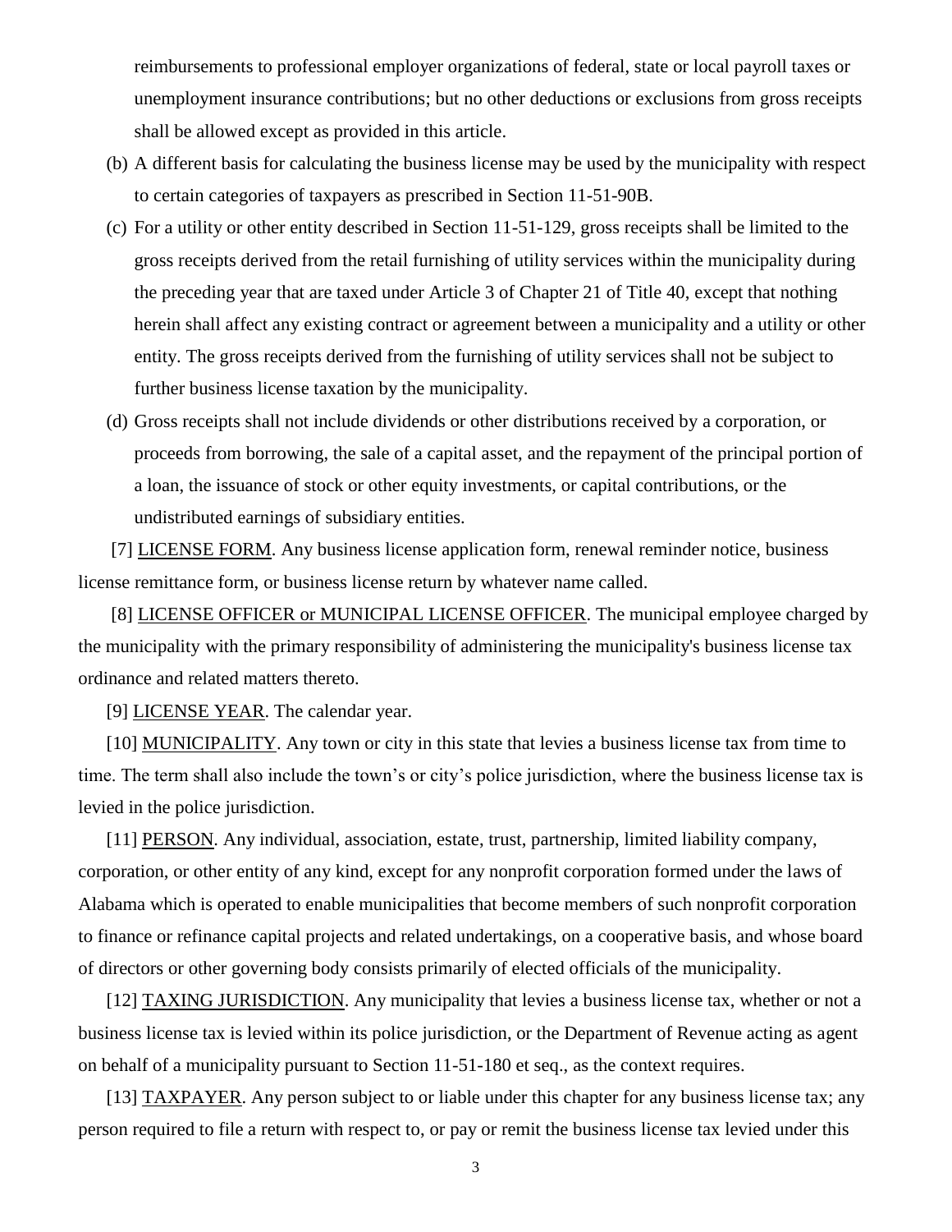reimbursements to professional employer organizations of federal, state or local payroll taxes or unemployment insurance contributions; but no other deductions or exclusions from gross receipts shall be allowed except as provided in this article.

(b) A different basis for calculating the business license may be used by the municipality with respect to certain categories of taxpayers as prescribed in Section 11-51-90B.

(c) For a utility or other entity described in Section 11-51-129, gross receipts shall be limited to the gross receipts derived from the retail furnishing of utility services within the municipality during the preceding year that are taxed under Article 3 of Chapter 21 of Title 40, except that nothing herein shall affect any existing contract or agreement between a municipality and a utility or other entity. The gross receipts derived from the furnishing of utility services shall not be subject to further business license taxation by the municipality.

(d) Gross receipts shall not include dividends or other distributions received by a corporation, or proceeds from borrowing, the sale of a capital asset, and the repayment of the principal portion of a loan, the issuance of stock or other equity investments, or capital contributions, or the undistributed earnings of subsidiary entities.

[7] LICENSE FORM. Any business license application form, renewal reminder notice, business license remittance form, or business license return by whatever name called.

[8] LICENSE OFFICER or MUNICIPAL LICENSE OFFICER. The municipal employee charged by the municipality with the primary responsibility of administering the municipality's business license tax ordinance and related matters thereto.

[9] LICENSE YEAR. The calendar year.

[10] MUNICIPALITY. Any town or city in this state that levies a business license tax from time to time. The term shall also include the town's or city's police jurisdiction, where the business license tax is levied in the police jurisdiction.

[11] PERSON. Any individual, association, estate, trust, partnership, limited liability company, corporation, or other entity of any kind, except for any nonprofit corporation formed under the laws of Alabama which is operated to enable municipalities that become members of such nonprofit corporation to finance or refinance capital projects and related undertakings, on a cooperative basis, and whose board of directors or other governing body consists primarily of elected officials of the municipality.

[12] TAXING JURISDICTION. Any municipality that levies a business license tax, whether or not a business license tax is levied within its police jurisdiction, or the Department of Revenue acting as agent on behalf of a municipality pursuant to Section 11-51-180 et seq., as the context requires.

[13] TAXPAYER. Any person subject to or liable under this chapter for any business license tax; any person required to file a return with respect to, or pay or remit the business license tax levied under this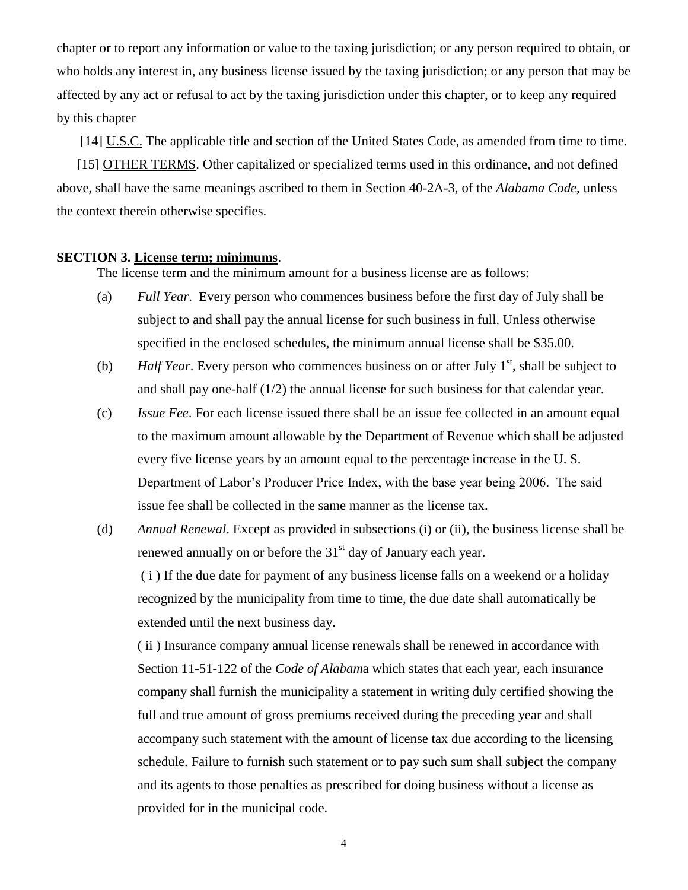chapter or to report any information or value to the taxing jurisdiction; or any person required to obtain, or who holds any interest in, any business license issued by the taxing jurisdiction; or any person that may be affected by any act or refusal to act by the taxing jurisdiction under this chapter, or to keep any required by this chapter

[14] U.S.C. The applicable title and section of the United States Code, as amended from time to time.

[15] OTHER TERMS. Other capitalized or specialized terms used in this ordinance, and not defined above, shall have the same meanings ascribed to them in Section 40-2A-3, of the *Alabama Code*, unless the context therein otherwise specifies.

**SECTION 3. License term; minimums**.

The license term and the minimum amount for a business license are as follows:

(a) *Full Year*. Every person who commences business before the first day of July shall be subject to and shall pay the annual license for such business in full. Unless otherwise specified in the enclosed schedules, the minimum annual license shall be $35.00.

(b) *Half Year*. Every person who commences business on or after July 1st, shall be subject to and shall pay one-half (1/2) the annual license for such business for that calendar year.

(c) *Issue Fee*. For each license issued there shall be an issue fee collected in an amount equal to the maximum amount allowable by the Department of Revenue which shall be adjusted every five license years by an amount equal to the percentage increase in the U. S. Department of Labor's Producer Price Index, with the base year being 2006. The said issue fee shall be collected in the same manner as the license tax.

(d) *Annual Renewal*. Except as provided in subsections (i) or (ii), the business license shall be renewed annually on or before the 31st day of January each year.

( i ) If the due date for payment of any business license falls on a weekend or a holiday recognized by the municipality from time to time, the due date shall automatically be extended until the next business day.

( ii ) Insurance company annual license renewals shall be renewed in accordance with Section 11-51-122 of the *Code of Alabama* which states that each year, each insurance company shall furnish the municipality a statement in writing duly certified showing the full and true amount of gross premiums received during the preceding year and shall accompany such statement with the amount of license tax due according to the licensing schedule. Failure to furnish such statement or to pay such sum shall subject the company and its agents to those penalties as prescribed for doing business without a license as provided for in the municipal code.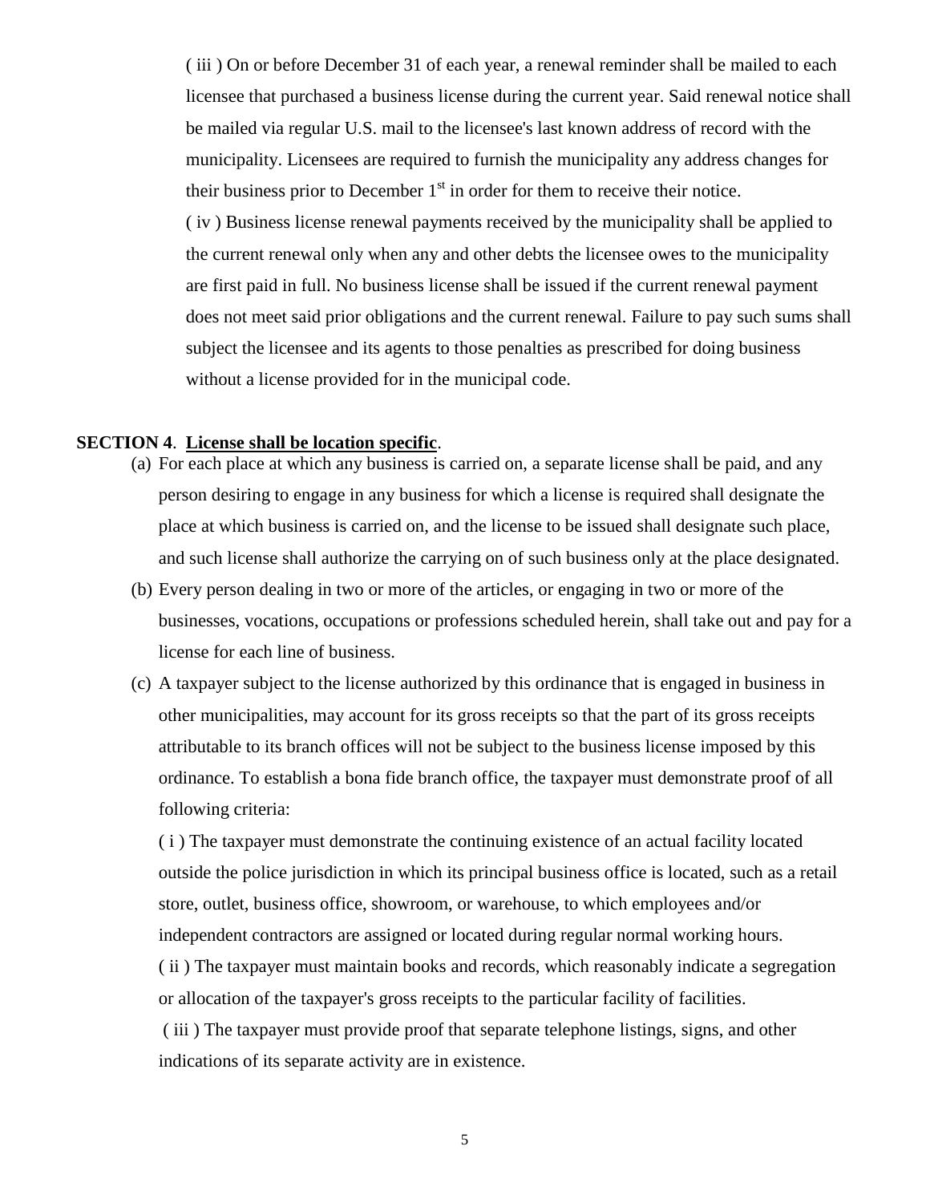( iii ) On or before December 31 of each year, a renewal reminder shall be mailed to each licensee that purchased a business license during the current year. Said renewal notice shall be mailed via regular U.S. mail to the licensee's last known address of record with the municipality. Licensees are required to furnish the municipality any address changes for their business prior to December 1st in order for them to receive their notice.

( iv ) Business license renewal payments received by the municipality shall be applied to the current renewal only when any and other debts the licensee owes to the municipality are first paid in full. No business license shall be issued if the current renewal payment does not meet said prior obligations and the current renewal. Failure to pay such sums shall subject the licensee and its agents to those penalties as prescribed for doing business without a license provided for in the municipal code.

**SECTION 4**. **License shall be location specific**.

(a) For each place at which any business is carried on, a separate license shall be paid, and any person desiring to engage in any business for which a license is required shall designate the place at which business is carried on, and the license to be issued shall designate such place, and such license shall authorize the carrying on of such business only at the place designated.

(b) Every person dealing in two or more of the articles, or engaging in two or more of the businesses, vocations, occupations or professions scheduled herein, shall take out and pay for a license for each line of business.

(c) A taxpayer subject to the license authorized by this ordinance that is engaged in business in other municipalities, may account for its gross receipts so that the part of its gross receipts attributable to its branch offices will not be subject to the business license imposed by this ordinance. To establish a bona fide branch office, the taxpayer must demonstrate proof of all following criteria:

( i ) The taxpayer must demonstrate the continuing existence of an actual facility located outside the police jurisdiction in which its principal business office is located, such as a retail store, outlet, business office, showroom, or warehouse, to which employees and/or independent contractors are assigned or located during regular normal working hours.

( ii ) The taxpayer must maintain books and records, which reasonably indicate a segregation or allocation of the taxpayer's gross receipts to the particular facility of facilities.

( iii ) The taxpayer must provide proof that separate telephone listings, signs, and other indications of its separate activity are in existence.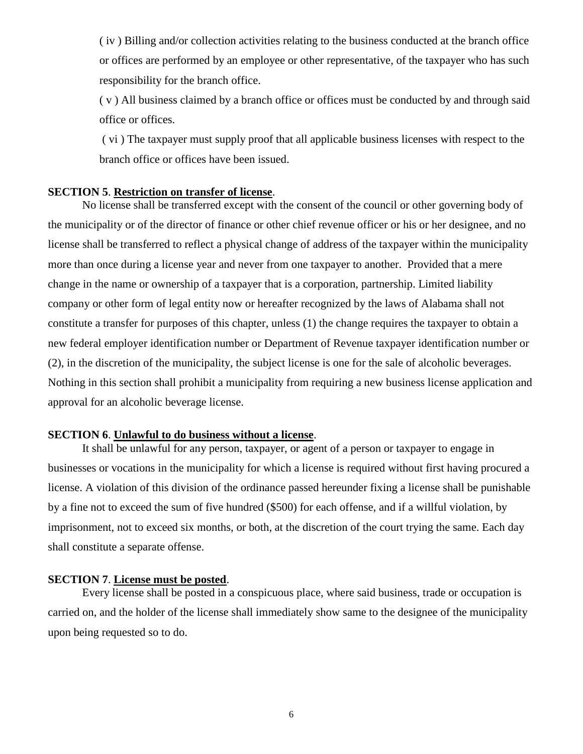( iv ) Billing and/or collection activities relating to the business conducted at the branch office or offices are performed by an employee or other representative, of the taxpayer who has such responsibility for the branch office.

( v ) All business claimed by a branch office or offices must be conducted by and through said office or offices.

( vi ) The taxpayer must supply proof that all applicable business licenses with respect to the branch office or offices have been issued.

**SECTION 5**. **Restriction on transfer of license**.

No license shall be transferred except with the consent of the council or other governing body of the municipality or of the director of finance or other chief revenue officer or his or her designee, and no license shall be transferred to reflect a physical change of address of the taxpayer within the municipality more than once during a license year and never from one taxpayer to another. Provided that a mere change in the name or ownership of a taxpayer that is a corporation, partnership. Limited liability company or other form of legal entity now or hereafter recognized by the laws of Alabama shall not constitute a transfer for purposes of this chapter, unless (1) the change requires the taxpayer to obtain a new federal employer identification number or Department of Revenue taxpayer identification number or (2), in the discretion of the municipality, the subject license is one for the sale of alcoholic beverages. Nothing in this section shall prohibit a municipality from requiring a new business license application and approval for an alcoholic beverage license.

**SECTION 6**. **Unlawful to do business without a license**.

It shall be unlawful for any person, taxpayer, or agent of a person or taxpayer to engage in businesses or vocations in the municipality for which a license is required without first having procured a license. A violation of this division of the ordinance passed hereunder fixing a license shall be punishable by a fine not to exceed the sum of five hundred ($500) for each offense, and if a willful violation, by imprisonment, not to exceed six months, or both, at the discretion of the court trying the same. Each day shall constitute a separate offense.

**SECTION 7**. **License must be posted**.

Every license shall be posted in a conspicuous place, where said business, trade or occupation is carried on, and the holder of the license shall immediately show same to the designee of the municipality upon being requested so to do.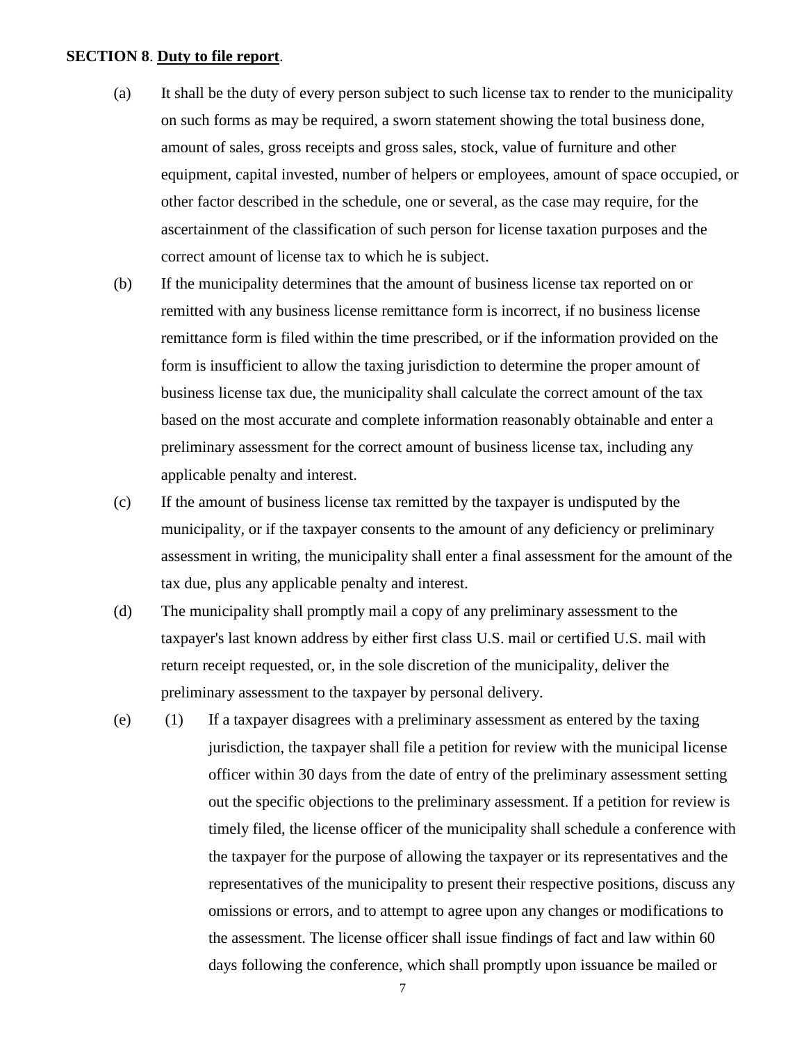**SECTION 8**. **Duty to file report**.

(a) It shall be the duty of every person subject to such license tax to render to the municipality on such forms as may be required, a sworn statement showing the total business done, amount of sales, gross receipts and gross sales, stock, value of furniture and other equipment, capital invested, number of helpers or employees, amount of space occupied, or other factor described in the schedule, one or several, as the case may require, for the ascertainment of the classification of such person for license taxation purposes and the correct amount of license tax to which he is subject.

(b) If the municipality determines that the amount of business license tax reported on or remitted with any business license remittance form is incorrect, if no business license remittance form is filed within the time prescribed, or if the information provided on the form is insufficient to allow the taxing jurisdiction to determine the proper amount of business license tax due, the municipality shall calculate the correct amount of the tax based on the most accurate and complete information reasonably obtainable and enter a preliminary assessment for the correct amount of business license tax, including any applicable penalty and interest.

(c) If the amount of business license tax remitted by the taxpayer is undisputed by the municipality, or if the taxpayer consents to the amount of any deficiency or preliminary assessment in writing, the municipality shall enter a final assessment for the amount of the tax due, plus any applicable penalty and interest.

(d) The municipality shall promptly mail a copy of any preliminary assessment to the taxpayer's last known address by either first class U.S. mail or certified U.S. mail with return receipt requested, or, in the sole discretion of the municipality, deliver the preliminary assessment to the taxpayer by personal delivery.

(e) (1) If a taxpayer disagrees with a preliminary assessment as entered by the taxing jurisdiction, the taxpayer shall file a petition for review with the municipal license officer within 30 days from the date of entry of the preliminary assessment setting out the specific objections to the preliminary assessment. If a petition for review is timely filed, the license officer of the municipality shall schedule a conference with the taxpayer for the purpose of allowing the taxpayer or its representatives and the representatives of the municipality to present their respective positions, discuss any omissions or errors, and to attempt to agree upon any changes or modifications to the assessment. The license officer shall issue findings of fact and law within 60 days following the conference, which shall promptly upon issuance be mailed or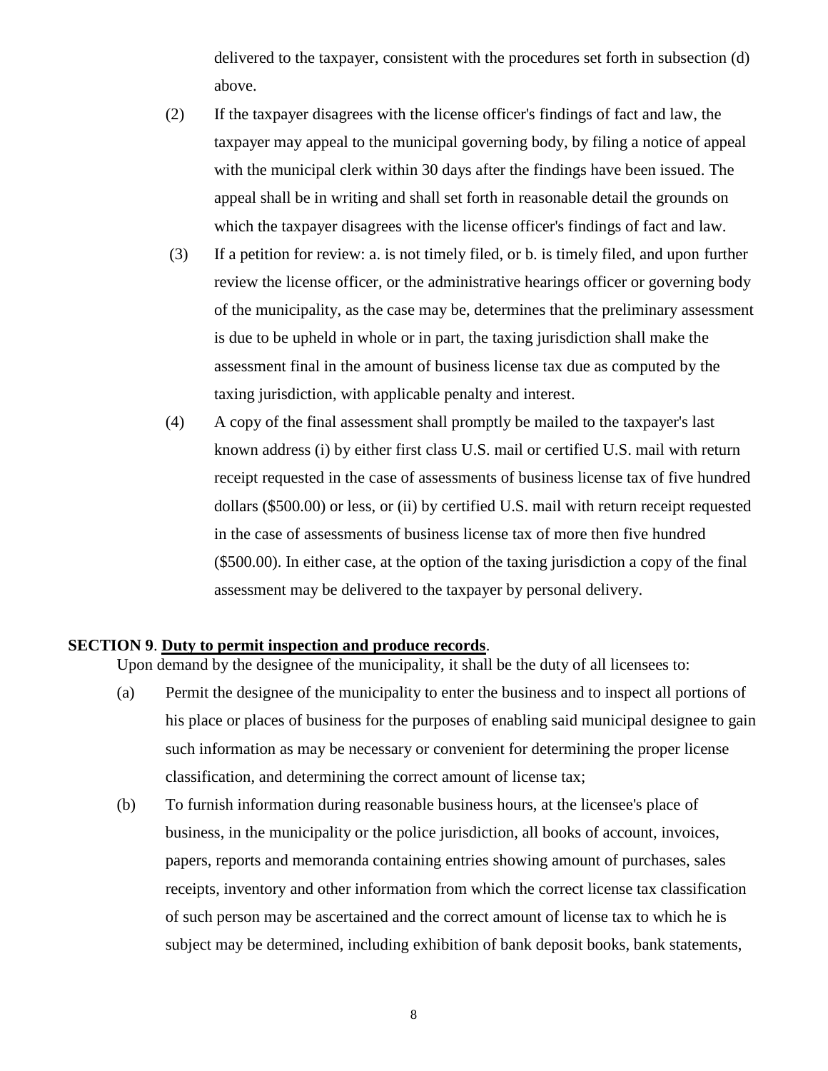delivered to the taxpayer, consistent with the procedures set forth in subsection (d) above.

(2) If the taxpayer disagrees with the license officer's findings of fact and law, the taxpayer may appeal to the municipal governing body, by filing a notice of appeal with the municipal clerk within 30 days after the findings have been issued. The appeal shall be in writing and shall set forth in reasonable detail the grounds on which the taxpayer disagrees with the license officer's findings of fact and law.

(3) If a petition for review: a. is not timely filed, or b. is timely filed, and upon further review the license officer, or the administrative hearings officer or governing body of the municipality, as the case may be, determines that the preliminary assessment is due to be upheld in whole or in part, the taxing jurisdiction shall make the assessment final in the amount of business license tax due as computed by the taxing jurisdiction, with applicable penalty and interest.

(4) A copy of the final assessment shall promptly be mailed to the taxpayer's last known address (i) by either first class U.S. mail or certified U.S. mail with return receipt requested in the case of assessments of business license tax of five hundred dollars ($500.00) or less, or (ii) by certified U.S. mail with return receipt requested in the case of assessments of business license tax of more then five hundred ($500.00). In either case, at the option of the taxing jurisdiction a copy of the final assessment may be delivered to the taxpayer by personal delivery.

**SECTION 9**. **Duty to permit inspection and produce records**.

Upon demand by the designee of the municipality, it shall be the duty of all licensees to:

(a) Permit the designee of the municipality to enter the business and to inspect all portions of his place or places of business for the purposes of enabling said municipal designee to gain such information as may be necessary or convenient for determining the proper license classification, and determining the correct amount of license tax;

(b) To furnish information during reasonable business hours, at the licensee's place of business, in the municipality or the police jurisdiction, all books of account, invoices, papers, reports and memoranda containing entries showing amount of purchases, sales receipts, inventory and other information from which the correct license tax classification of such person may be ascertained and the correct amount of license tax to which he is subject may be determined, including exhibition of bank deposit books, bank statements,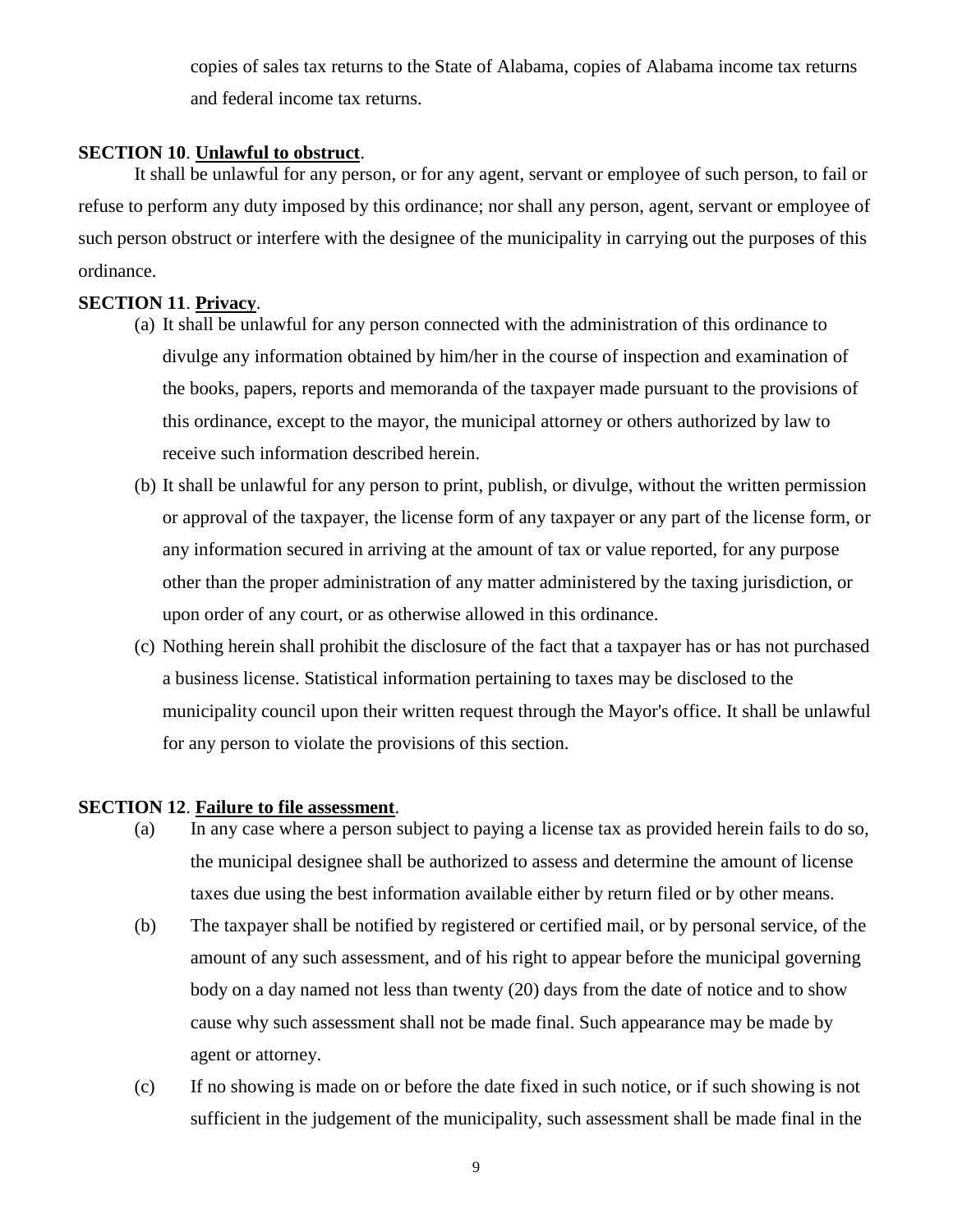copies of sales tax returns to the State of Alabama, copies of Alabama income tax returns and federal income tax returns.

**SECTION 10**. **Unlawful to obstruct**.

It shall be unlawful for any person, or for any agent, servant or employee of such person, to fail or refuse to perform any duty imposed by this ordinance; nor shall any person, agent, servant or employee of such person obstruct or interfere with the designee of the municipality in carrying out the purposes of this ordinance.

**SECTION 11**. **Privacy**.

(a) It shall be unlawful for any person connected with the administration of this ordinance to divulge any information obtained by him/her in the course of inspection and examination of the books, papers, reports and memoranda of the taxpayer made pursuant to the provisions of this ordinance, except to the mayor, the municipal attorney or others authorized by law to receive such information described herein.

(b) It shall be unlawful for any person to print, publish, or divulge, without the written permission or approval of the taxpayer, the license form of any taxpayer or any part of the license form, or any information secured in arriving at the amount of tax or value reported, for any purpose other than the proper administration of any matter administered by the taxing jurisdiction, or upon order of any court, or as otherwise allowed in this ordinance.

(c) Nothing herein shall prohibit the disclosure of the fact that a taxpayer has or has not purchased a business license. Statistical information pertaining to taxes may be disclosed to the municipality council upon their written request through the Mayor's office. It shall be unlawful for any person to violate the provisions of this section.

**SECTION 12**. **Failure to file assessment**.

(a) In any case where a person subject to paying a license tax as provided herein fails to do so, the municipal designee shall be authorized to assess and determine the amount of license taxes due using the best information available either by return filed or by other means.

(b) The taxpayer shall be notified by registered or certified mail, or by personal service, of the amount of any such assessment, and of his right to appear before the municipal governing body on a day named not less than twenty (20) days from the date of notice and to show cause why such assessment shall not be made final. Such appearance may be made by agent or attorney.

(c) If no showing is made on or before the date fixed in such notice, or if such showing is not sufficient in the judgement of the municipality, such assessment shall be made final in the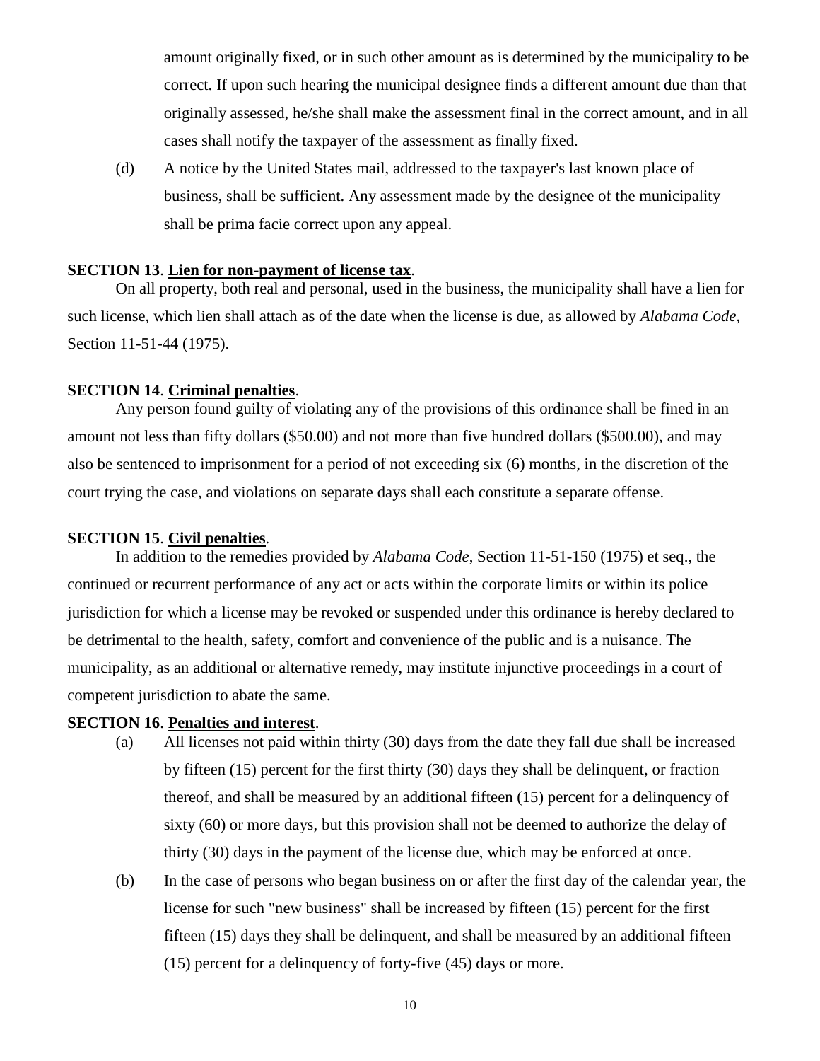amount originally fixed, or in such other amount as is determined by the municipality to be correct. If upon such hearing the municipal designee finds a different amount due than that originally assessed, he/she shall make the assessment final in the correct amount, and in all cases shall notify the taxpayer of the assessment as finally fixed.

(d) A notice by the United States mail, addressed to the taxpayer's last known place of business, shall be sufficient. Any assessment made by the designee of the municipality shall be prima facie correct upon any appeal.

**SECTION 13**. **Lien for non-payment of license tax**.

On all property, both real and personal, used in the business, the municipality shall have a lien for such license, which lien shall attach as of the date when the license is due, as allowed by *Alabama Code*, Section 11-51-44 (1975).

**SECTION 14**. **Criminal penalties**.

Any person found guilty of violating any of the provisions of this ordinance shall be fined in an amount not less than fifty dollars ($50.00) and not more than five hundred dollars ($500.00), and may also be sentenced to imprisonment for a period of not exceeding six (6) months, in the discretion of the court trying the case, and violations on separate days shall each constitute a separate offense.

**SECTION 15**. **Civil penalties**.

In addition to the remedies provided by *Alabama Code*, Section 11-51-150 (1975) et seq., the continued or recurrent performance of any act or acts within the corporate limits or within its police jurisdiction for which a license may be revoked or suspended under this ordinance is hereby declared to be detrimental to the health, safety, comfort and convenience of the public and is a nuisance. The municipality, as an additional or alternative remedy, may institute injunctive proceedings in a court of competent jurisdiction to abate the same.

**SECTION 16**. **Penalties and interest**.

(a) All licenses not paid within thirty (30) days from the date they fall due shall be increased by fifteen (15) percent for the first thirty (30) days they shall be delinquent, or fraction thereof, and shall be measured by an additional fifteen (15) percent for a delinquency of sixty (60) or more days, but this provision shall not be deemed to authorize the delay of thirty (30) days in the payment of the license due, which may be enforced at once.

(b) In the case of persons who began business on or after the first day of the calendar year, the license for such "new business" shall be increased by fifteen (15) percent for the first fifteen (15) days they shall be delinquent, and shall be measured by an additional fifteen (15) percent for a delinquency of forty-five (45) days or more.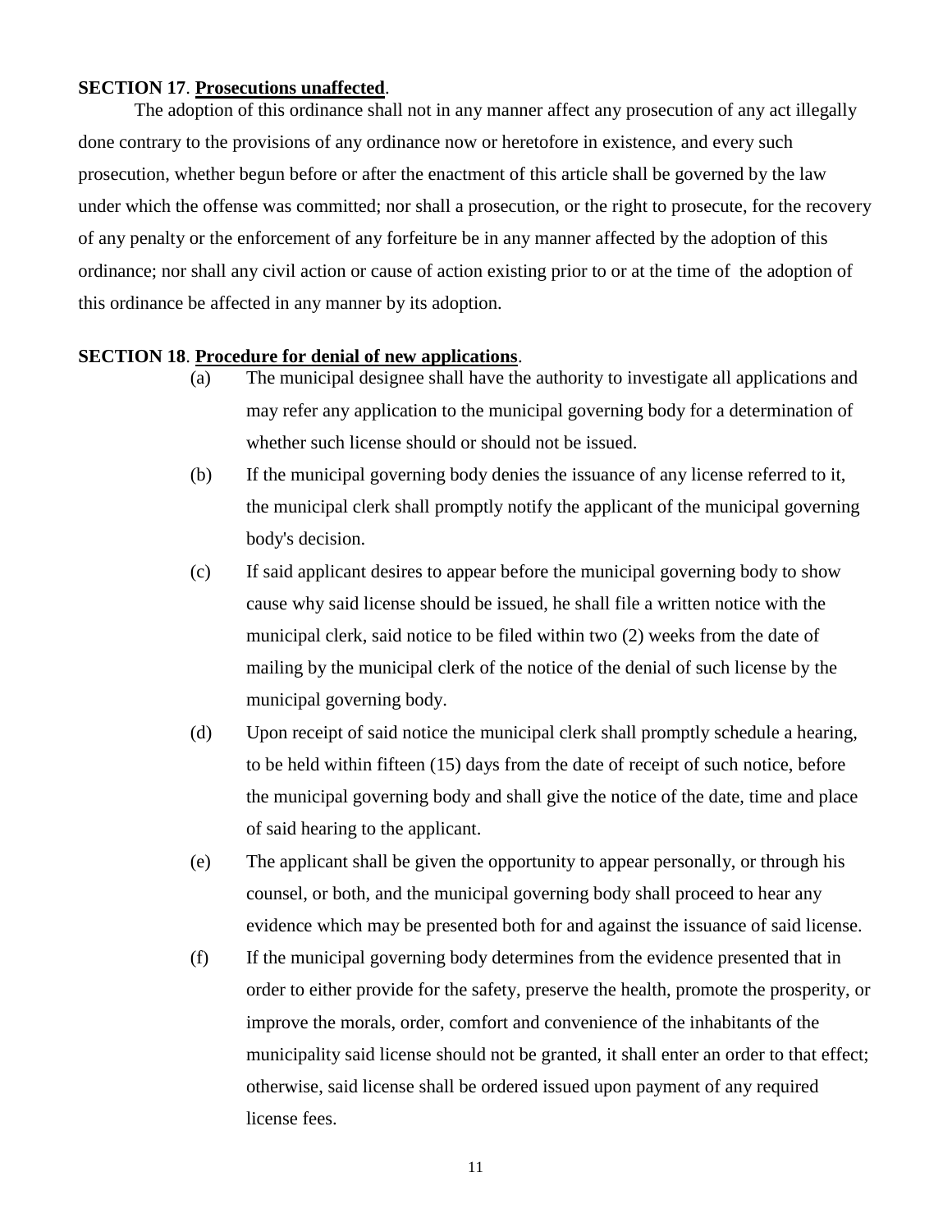**SECTION 17**. **Prosecutions unaffected**.

The adoption of this ordinance shall not in any manner affect any prosecution of any act illegally done contrary to the provisions of any ordinance now or heretofore in existence, and every such prosecution, whether begun before or after the enactment of this article shall be governed by the law under which the offense was committed; nor shall a prosecution, or the right to prosecute, for the recovery of any penalty or the enforcement of any forfeiture be in any manner affected by the adoption of this ordinance; nor shall any civil action or cause of action existing prior to or at the time of the adoption of this ordinance be affected in any manner by its adoption.

**SECTION 18**. **Procedure for denial of new applications**.

(a) The municipal designee shall have the authority to investigate all applications and may refer any application to the municipal governing body for a determination of whether such license should or should not be issued.

(b) If the municipal governing body denies the issuance of any license referred to it, the municipal clerk shall promptly notify the applicant of the municipal governing body's decision.

(c) If said applicant desires to appear before the municipal governing body to show cause why said license should be issued, he shall file a written notice with the municipal clerk, said notice to be filed within two (2) weeks from the date of mailing by the municipal clerk of the notice of the denial of such license by the municipal governing body.

(d) Upon receipt of said notice the municipal clerk shall promptly schedule a hearing, to be held within fifteen (15) days from the date of receipt of such notice, before the municipal governing body and shall give the notice of the date, time and place of said hearing to the applicant.

(e) The applicant shall be given the opportunity to appear personally, or through his counsel, or both, and the municipal governing body shall proceed to hear any evidence which may be presented both for and against the issuance of said license.

(f) If the municipal governing body determines from the evidence presented that in order to either provide for the safety, preserve the health, promote the prosperity, or improve the morals, order, comfort and convenience of the inhabitants of the municipality said license should not be granted, it shall enter an order to that effect; otherwise, said license shall be ordered issued upon payment of any required license fees.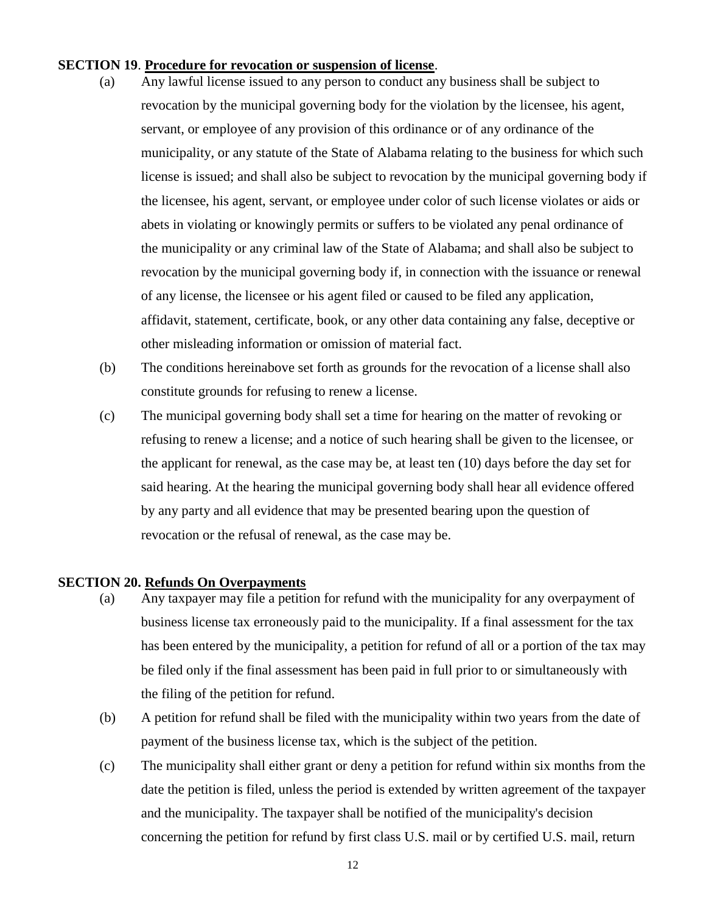**SECTION 19**. **Procedure for revocation or suspension of license**.

(a) Any lawful license issued to any person to conduct any business shall be subject to revocation by the municipal governing body for the violation by the licensee, his agent, servant, or employee of any provision of this ordinance or of any ordinance of the municipality, or any statute of the State of Alabama relating to the business for which such license is issued; and shall also be subject to revocation by the municipal governing body if the licensee, his agent, servant, or employee under color of such license violates or aids or abets in violating or knowingly permits or suffers to be violated any penal ordinance of the municipality or any criminal law of the State of Alabama; and shall also be subject to revocation by the municipal governing body if, in connection with the issuance or renewal of any license, the licensee or his agent filed or caused to be filed any application, affidavit, statement, certificate, book, or any other data containing any false, deceptive or other misleading information or omission of material fact.

(b) The conditions hereinabove set forth as grounds for the revocation of a license shall also constitute grounds for refusing to renew a license.

(c) The municipal governing body shall set a time for hearing on the matter of revoking or refusing to renew a license; and a notice of such hearing shall be given to the licensee, or the applicant for renewal, as the case may be, at least ten (10) days before the day set for said hearing. At the hearing the municipal governing body shall hear all evidence offered by any party and all evidence that may be presented bearing upon the question of revocation or the refusal of renewal, as the case may be.

**SECTION 20. Refunds On Overpayments**

(a) Any taxpayer may file a petition for refund with the municipality for any overpayment of business license tax erroneously paid to the municipality. If a final assessment for the tax has been entered by the municipality, a petition for refund of all or a portion of the tax may be filed only if the final assessment has been paid in full prior to or simultaneously with the filing of the petition for refund.

(b) A petition for refund shall be filed with the municipality within two years from the date of payment of the business license tax, which is the subject of the petition.

(c) The municipality shall either grant or deny a petition for refund within six months from the date the petition is filed, unless the period is extended by written agreement of the taxpayer and the municipality. The taxpayer shall be notified of the municipality's decision concerning the petition for refund by first class U.S. mail or by certified U.S. mail, return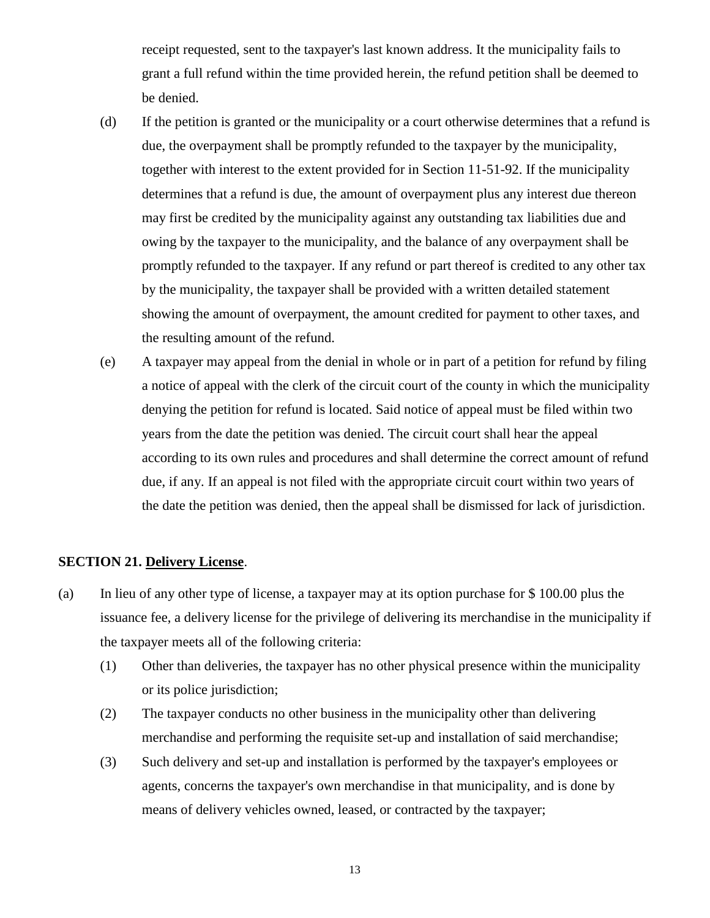receipt requested, sent to the taxpayer's last known address. It the municipality fails to grant a full refund within the time provided herein, the refund petition shall be deemed to be denied.

(d) If the petition is granted or the municipality or a court otherwise determines that a refund is due, the overpayment shall be promptly refunded to the taxpayer by the municipality, together with interest to the extent provided for in Section 11-51-92. If the municipality determines that a refund is due, the amount of overpayment plus any interest due thereon may first be credited by the municipality against any outstanding tax liabilities due and owing by the taxpayer to the municipality, and the balance of any overpayment shall be promptly refunded to the taxpayer. If any refund or part thereof is credited to any other tax by the municipality, the taxpayer shall be provided with a written detailed statement showing the amount of overpayment, the amount credited for payment to other taxes, and the resulting amount of the refund.

(e) A taxpayer may appeal from the denial in whole or in part of a petition for refund by filing a notice of appeal with the clerk of the circuit court of the county in which the municipality denying the petition for refund is located. Said notice of appeal must be filed within two years from the date the petition was denied. The circuit court shall hear the appeal according to its own rules and procedures and shall determine the correct amount of refund due, if any. If an appeal is not filed with the appropriate circuit court within two years of the date the petition was denied, then the appeal shall be dismissed for lack of jurisdiction.

**SECTION 21. Delivery License**.

(a) In lieu of any other type of license, a taxpayer may at its option purchase for $ 100.00 plus the issuance fee, a delivery license for the privilege of delivering its merchandise in the municipality if the taxpayer meets all of the following criteria:

(1) Other than deliveries, the taxpayer has no other physical presence within the municipality or its police jurisdiction;

(2) The taxpayer conducts no other business in the municipality other than delivering merchandise and performing the requisite set-up and installation of said merchandise;

(3) Such delivery and set-up and installation is performed by the taxpayer's employees or agents, concerns the taxpayer's own merchandise in that municipality, and is done by means of delivery vehicles owned, leased, or contracted by the taxpayer;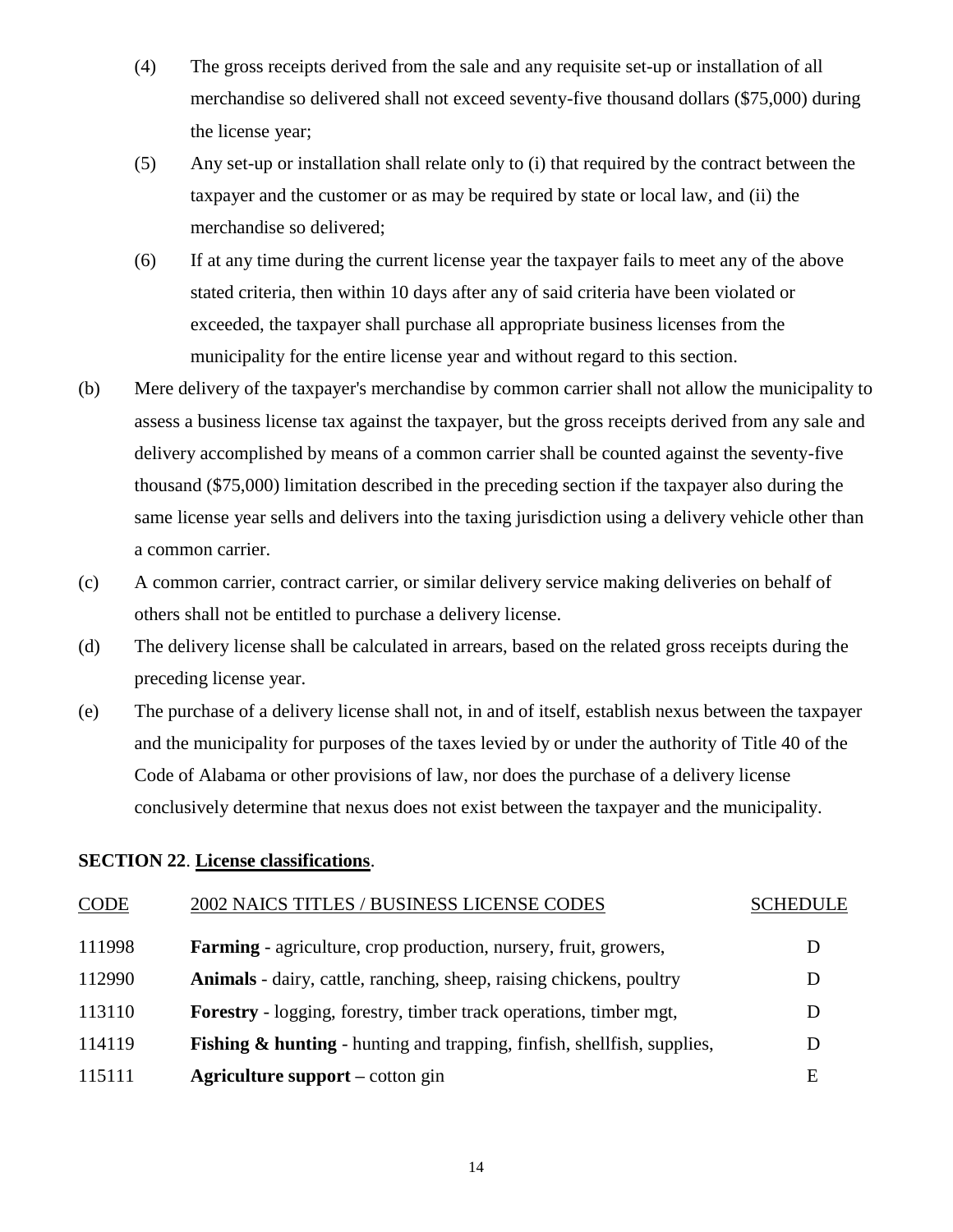(4) The gross receipts derived from the sale and any requisite set-up or installation of all merchandise so delivered shall not exceed seventy-five thousand dollars ($75,000) during the license year;

(5) Any set-up or installation shall relate only to (i) that required by the contract between the taxpayer and the customer or as may be required by state or local law, and (ii) the merchandise so delivered;

(6) If at any time during the current license year the taxpayer fails to meet any of the above stated criteria, then within 10 days after any of said criteria have been violated or exceeded, the taxpayer shall purchase all appropriate business licenses from the municipality for the entire license year and without regard to this section.

(b) Mere delivery of the taxpayer's merchandise by common carrier shall not allow the municipality to assess a business license tax against the taxpayer, but the gross receipts derived from any sale and delivery accomplished by means of a common carrier shall be counted against the seventy-five thousand ($75,000) limitation described in the preceding section if the taxpayer also during the same license year sells and delivers into the taxing jurisdiction using a delivery vehicle other than a common carrier.

(c) A common carrier, contract carrier, or similar delivery service making deliveries on behalf of others shall not be entitled to purchase a delivery license.

(d) The delivery license shall be calculated in arrears, based on the related gross receipts during the preceding license year.

(e) The purchase of a delivery license shall not, in and of itself, establish nexus between the taxpayer and the municipality for purposes of the taxes levied by or under the authority of Title 40 of the Code of Alabama or other provisions of law, nor does the purchase of a delivery license conclusively determine that nexus does not exist between the taxpayer and the municipality.

**SECTION 22**. **License classifications**.

| CODE | 2002 NAICS TITLES / BUSINESS LICENSE CODES | SCHEDULE |
|---|---|---|
| 111998 | **Farming** - agriculture, crop production, nursery, fruit, growers, | D |
| 112990 | **Animals** - dairy, cattle, ranching, sheep, raising chickens, poultry | D |
| 113110 | **Forestry** - logging, forestry, timber track operations, timber mgt, | D |
| 114119 | **Fishing & hunting** - hunting and trapping, finfish, shellfish, supplies, | D |
| 115111 | **Agriculture support** – cotton gin | E |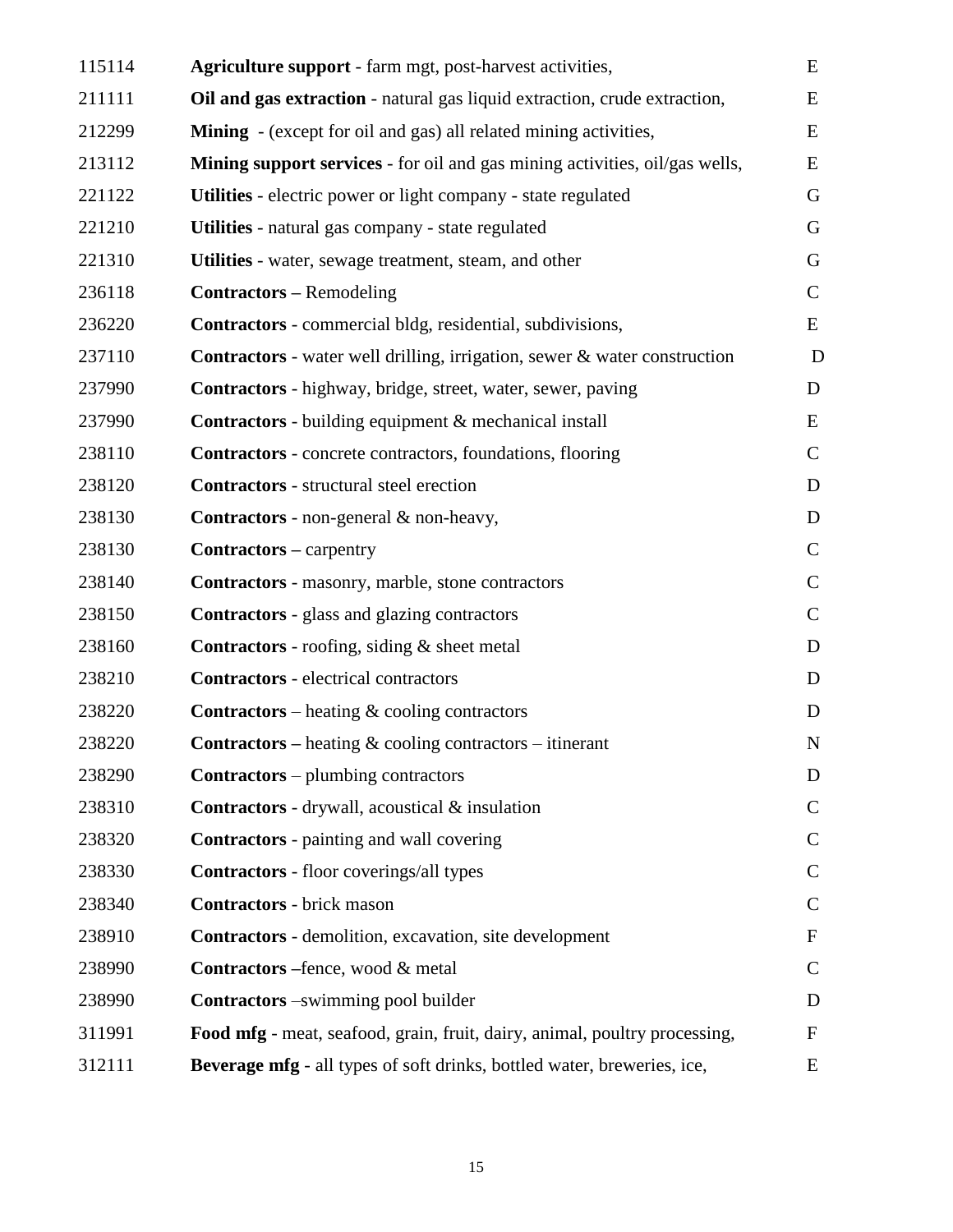| | | |
|---|---|---|
| 115114 | **Agriculture support** - farm mgt, post-harvest activities, | E |
| 211111 | **Oil and gas extraction** - natural gas liquid extraction, crude extraction, | E |
| 212299 | **Mining** - (except for oil and gas) all related mining activities, | E |
| 213112 | **Mining support services** - for oil and gas mining activities, oil/gas wells, | E |
| 221122 | **Utilities** - electric power or light company - state regulated | G |
| 221210 | **Utilities** - natural gas company - state regulated | G |
| 221310 | **Utilities** - water, sewage treatment, steam, and other | G |
| 236118 | **Contractors** – Remodeling | C |
| 236220 | **Contractors** - commercial bldg, residential, subdivisions, | E |
| 237110 | **Contractors** - water well drilling, irrigation, sewer & water construction | D |
| 237990 | **Contractors** - highway, bridge, street, water, sewer, paving | D |
| 237990 | **Contractors** - building equipment & mechanical install | E |
| 238110 | **Contractors** - concrete contractors, foundations, flooring | C |
| 238120 | **Contractors** - structural steel erection | D |
| 238130 | **Contractors** - non-general & non-heavy, | D |
| 238130 | **Contractors** – carpentry | C |
| 238140 | **Contractors** - masonry, marble, stone contractors | C |
| 238150 | **Contractors** - glass and glazing contractors | C |
| 238160 | **Contractors** - roofing, siding & sheet metal | D |
| 238210 | **Contractors** - electrical contractors | D |
| 238220 | **Contractors** – heating & cooling contractors | D |
| 238220 | **Contractors** – heating & cooling contractors – itinerant | N |
| 238290 | **Contractors** – plumbing contractors | D |
| 238310 | **Contractors** - drywall, acoustical & insulation | C |
| 238320 | **Contractors** - painting and wall covering | C |
| 238330 | **Contractors** - floor coverings/all types | C |
| 238340 | **Contractors** - brick mason | C |
| 238910 | **Contractors** - demolition, excavation, site development | F |
| 238990 | **Contractors** –fence, wood & metal | C |
| 238990 | **Contractors** –swimming pool builder | D |
| 311991 | **Food mfg** - meat, seafood, grain, fruit, dairy, animal, poultry processing, | F |
| 312111 | **Beverage mfg** - all types of soft drinks, bottled water, breweries, ice, | E |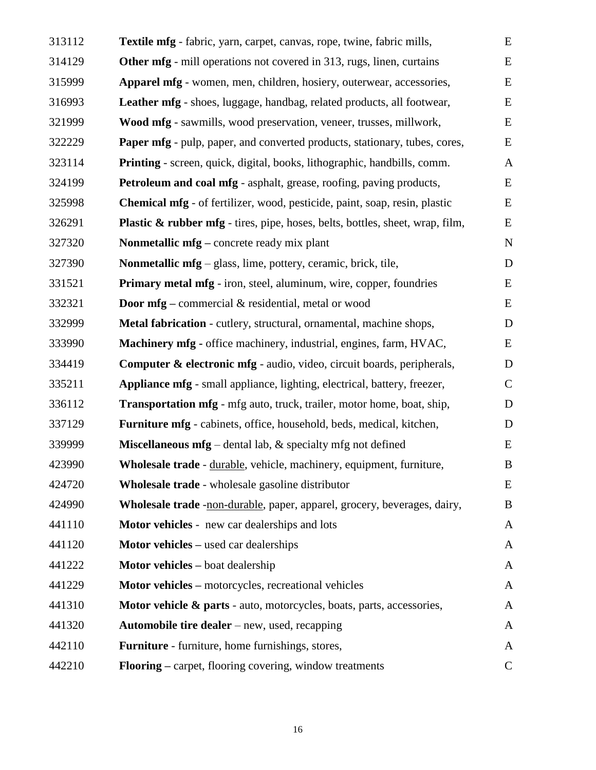| | | |
|---|---|---|
| 313112 | **Textile mfg** - fabric, yarn, carpet, canvas, rope, twine, fabric mills, | E |
| 314129 | **Other mfg** - mill operations not covered in 313, rugs, linen, curtains | E |
| 315999 | **Apparel mfg** - women, men, children, hosiery, outerwear, accessories, | E |
| 316993 | **Leather mfg** - shoes, luggage, handbag, related products, all footwear, | E |
| 321999 | **Wood mfg** - sawmills, wood preservation, veneer, trusses, millwork, | E |
| 322229 | **Paper mfg** - pulp, paper, and converted products, stationary, tubes, cores, | E |
| 323114 | **Printing** - screen, quick, digital, books, lithographic, handbills, comm. | A |
| 324199 | **Petroleum and coal mfg** - asphalt, grease, roofing, paving products, | E |
| 325998 | **Chemical mfg** - of fertilizer, wood, pesticide, paint, soap, resin, plastic | E |
| 326291 | **Plastic & rubber mfg** - tires, pipe, hoses, belts, bottles, sheet, wrap, film, | E |
| 327320 | **Nonmetallic mfg –** concrete ready mix plant | N |
| 327390 | **Nonmetallic mfg** – glass, lime, pottery, ceramic, brick, tile, | D |
| 331521 | **Primary metal mfg** - iron, steel, aluminum, wire, copper, foundries | E |
| 332321 | **Door mfg –** commercial & residential, metal or wood | E |
| 332999 | **Metal fabrication** - cutlery, structural, ornamental, machine shops, | D |
| 333990 | **Machinery mfg -** office machinery, industrial, engines, farm, HVAC, | E |
| 334419 | **Computer & electronic mfg** - audio, video, circuit boards, peripherals, | D |
| 335211 | **Appliance mfg** - small appliance, lighting, electrical, battery, freezer, | C |
| 336112 | **Transportation mfg** - mfg auto, truck, trailer, motor home, boat, ship, | D |
| 337129 | **Furniture mfg** - cabinets, office, household, beds, medical, kitchen, | D |
| 339999 | **Miscellaneous mfg** – dental lab, & specialty mfg not defined | E |
| 423990 | **Wholesale trade** - <u>durable</u>, vehicle, machinery, equipment, furniture, | B |
| 424720 | **Wholesale trade** - wholesale gasoline distributor | E |
| 424990 | **Wholesale trade** -<u>non-durable</u>, paper, apparel, grocery, beverages, dairy, | B |
| 441110 | **Motor vehicles** - new car dealerships and lots | A |
| 441120 | **Motor vehicles –** used car dealerships | A |
| 441222 | **Motor vehicles –** boat dealership | A |
| 441229 | **Motor vehicles –** motorcycles, recreational vehicles | A |
| 441310 | **Motor vehicle & parts** - auto, motorcycles, boats, parts, accessories, | A |
| 441320 | **Automobile tire dealer** – new, used, recapping | A |
| 442110 | **Furniture** - furniture, home furnishings, stores, | A |
| 442210 | **Flooring –** carpet, flooring covering, window treatments | C |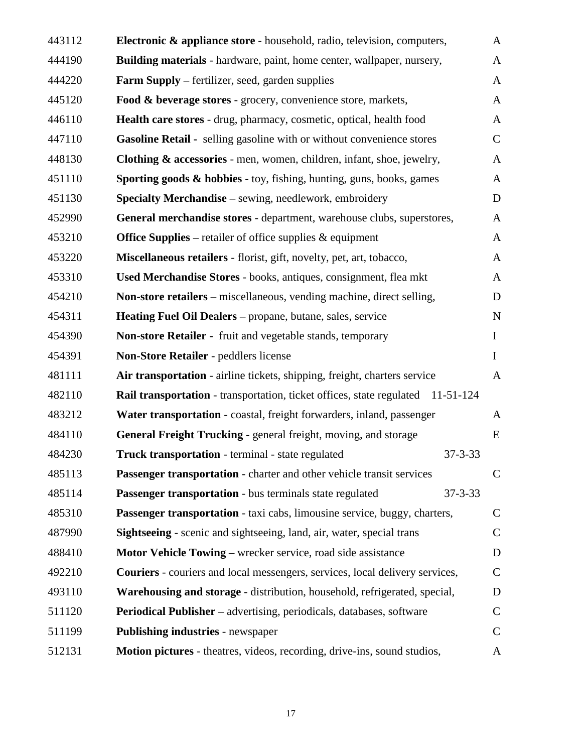| | | |
|---|---|---|
| 443112 | **Electronic & appliance store** - household, radio, television, computers, | A |
| 444190 | **Building materials** - hardware, paint, home center, wallpaper, nursery, | A |
| 444220 | **Farm Supply** – fertilizer, seed, garden supplies | A |
| 445120 | **Food & beverage stores** - grocery, convenience store, markets, | A |
| 446110 | **Health care stores** - drug, pharmacy, cosmetic, optical, health food | A |
| 447110 | **Gasoline Retail** - selling gasoline with or without convenience stores | C |
| 448130 | **Clothing & accessories** - men, women, children, infant, shoe, jewelry, | A |
| 451110 | **Sporting goods & hobbies** - toy, fishing, hunting, guns, books, games | A |
| 451130 | **Specialty Merchandise** – sewing, needlework, embroidery | D |
| 452990 | **General merchandise stores** - department, warehouse clubs, superstores, | A |
| 453210 | **Office Supplies** – retailer of office supplies & equipment | A |
| 453220 | **Miscellaneous retailers** - florist, gift, novelty, pet, art, tobacco, | A |
| 453310 | **Used Merchandise Stores** - books, antiques, consignment, flea mkt | A |
| 454210 | **Non-store retailers** – miscellaneous, vending machine, direct selling, | D |
| 454311 | **Heating Fuel Oil Dealers** – propane, butane, sales, service | N |
| 454390 | **Non-store Retailer** - fruit and vegetable stands, temporary | I |
| 454391 | **Non-Store Retailer** - peddlers license | I |
| 481111 | **Air transportation** - airline tickets, shipping, freight, charters service | A |
| 482110 | **Rail transportation** - transportation, ticket offices, state regulated 11-51-124 | |
| 483212 | **Water transportation** - coastal, freight forwarders, inland, passenger | A |
| 484110 | **General Freight Trucking** - general freight, moving, and storage | E |
| 484230 | **Truck transportation** - terminal - state regulated 37-3-33 | |
| 485113 | **Passenger transportation** - charter and other vehicle transit services | C |
| 485114 | **Passenger transportation** - bus terminals state regulated 37-3-33 | |
| 485310 | **Passenger transportation** - taxi cabs, limousine service, buggy, charters, | C |
| 487990 | **Sightseeing** - scenic and sightseeing, land, air, water, special trans | C |
| 488410 | **Motor Vehicle Towing** – wrecker service, road side assistance | D |
| 492210 | **Couriers** - couriers and local messengers, services, local delivery services, | C |
| 493110 | **Warehousing and storage** - distribution, household, refrigerated, special, | D |
| 511120 | **Periodical Publisher** – advertising, periodicals, databases, software | C |
| 511199 | **Publishing industries** - newspaper | C |
| 512131 | **Motion pictures** - theatres, videos, recording, drive-ins, sound studios, | A |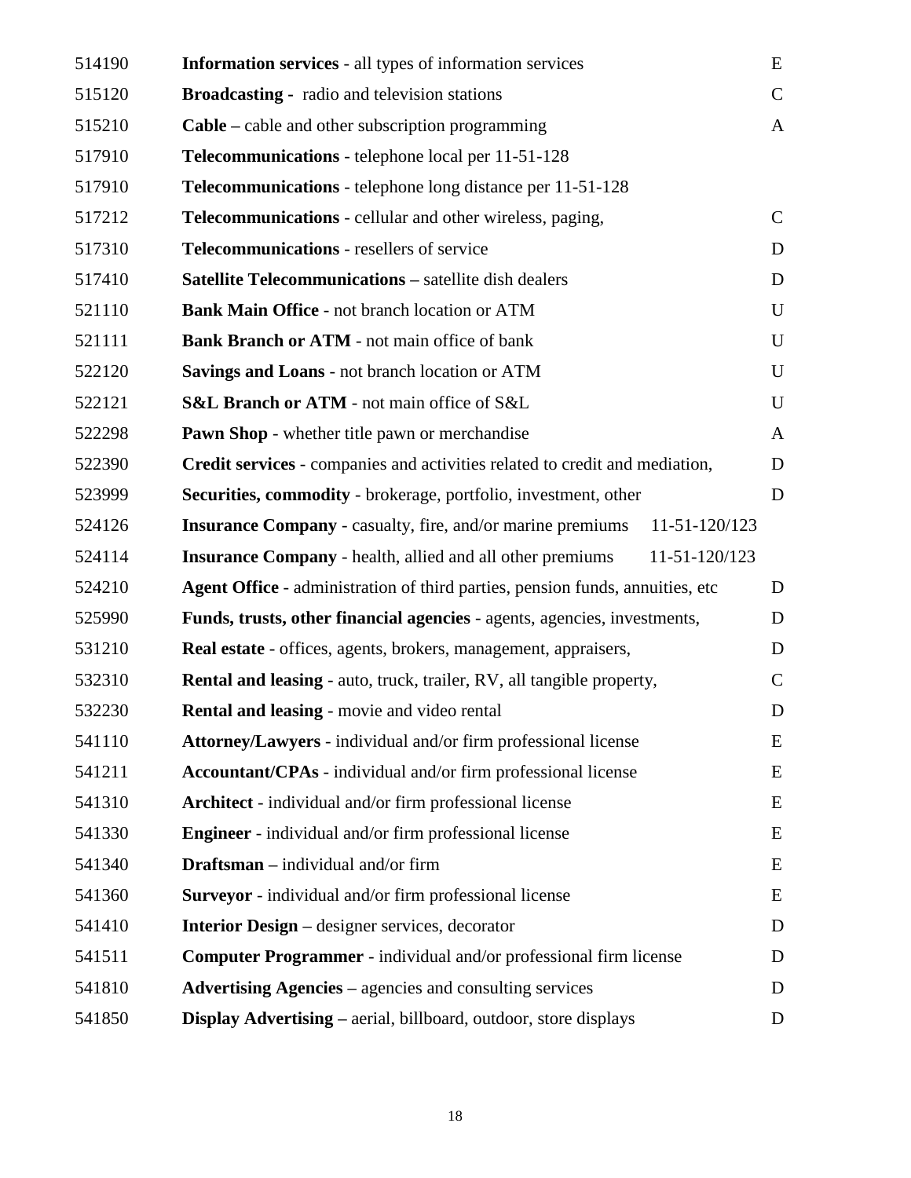| | | |
|---|---|---|
| 514190 | **Information services** - all types of information services | E |
| 515120 | **Broadcasting -** radio and television stations | C |
| 515210 | **Cable –** cable and other subscription programming | A |
| 517910 | **Telecommunications** - telephone local per 11-51-128 | |
| 517910 | **Telecommunications** - telephone long distance per 11-51-128 | |
| 517212 | **Telecommunications** - cellular and other wireless, paging, | C |
| 517310 | **Telecommunications** - resellers of service | D |
| 517410 | **Satellite Telecommunications –** satellite dish dealers | D |
| 521110 | **Bank Main Office** - not branch location or ATM | U |
| 521111 | **Bank Branch or ATM** - not main office of bank | U |
| 522120 | **Savings and Loans** - not branch location or ATM | U |
| 522121 | **S&L Branch or ATM** - not main office of S&L | U |
| 522298 | **Pawn Shop** - whether title pawn or merchandise | A |
| 522390 | **Credit services** - companies and activities related to credit and mediation, | D |
| 523999 | **Securities, commodity** - brokerage, portfolio, investment, other | D |
| 524126 | **Insurance Company** - casualty, fire, and/or marine premiums 11-51-120/123 | |
| 524114 | **Insurance Company** - health, allied and all other premiums 11-51-120/123 | |
| 524210 | **Agent Office** - administration of third parties, pension funds, annuities, etc | D |
| 525990 | **Funds, trusts, other financial agencies** - agents, agencies, investments, | D |
| 531210 | **Real estate** - offices, agents, brokers, management, appraisers, | D |
| 532310 | **Rental and leasing** - auto, truck, trailer, RV, all tangible property, | C |
| 532230 | **Rental and leasing** - movie and video rental | D |
| 541110 | **Attorney/Lawyers** - individual and/or firm professional license | E |
| 541211 | **Accountant/CPAs** - individual and/or firm professional license | E |
| 541310 | **Architect** - individual and/or firm professional license | E |
| 541330 | **Engineer** - individual and/or firm professional license | E |
| 541340 | **Draftsman –** individual and/or firm | E |
| 541360 | **Surveyor** - individual and/or firm professional license | E |
| 541410 | **Interior Design –** designer services, decorator | D |
| 541511 | **Computer Programmer** - individual and/or professional firm license | D |
| 541810 | **Advertising Agencies –** agencies and consulting services | D |
| 541850 | **Display Advertising –** aerial, billboard, outdoor, store displays | D |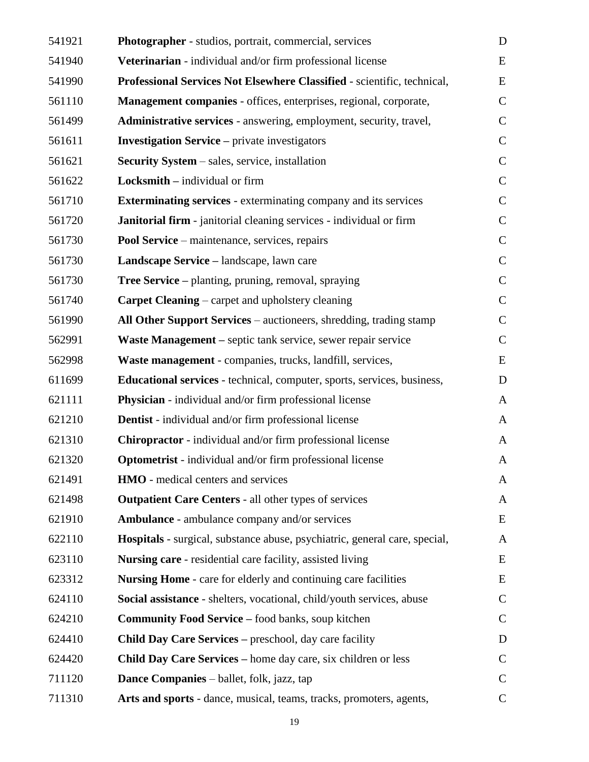| | | |
|---|---|---|
| 541921 | **Photographer** - studios, portrait, commercial, services | D |
| 541940 | **Veterinarian** - individual and/or firm professional license | E |
| 541990 | **Professional Services Not Elsewhere Classified** - scientific, technical, | E |
| 561110 | **Management companies** - offices, enterprises, regional, corporate, | C |
| 561499 | **Administrative services** - answering, employment, security, travel, | C |
| 561611 | **Investigation Service –** private investigators | C |
| 561621 | **Security System** – sales, service, installation | C |
| 561622 | **Locksmith –** individual or firm | C |
| 561710 | **Exterminating services** - exterminating company and its services | C |
| 561720 | **Janitorial firm** - janitorial cleaning services - individual or firm | C |
| 561730 | **Pool Service** – maintenance, services, repairs | C |
| 561730 | **Landscape Service –** landscape, lawn care | C |
| 561730 | **Tree Service –** planting, pruning, removal, spraying | C |
| 561740 | **Carpet Cleaning** – carpet and upholstery cleaning | C |
| 561990 | **All Other Support Services** – auctioneers, shredding, trading stamp | C |
| 562991 | **Waste Management –** septic tank service, sewer repair service | C |
| 562998 | **Waste management** - companies, trucks, landfill, services, | E |
| 611699 | **Educational services** - technical, computer, sports, services, business, | D |
| 621111 | **Physician** - individual and/or firm professional license | A |
| 621210 | **Dentist** - individual and/or firm professional license | A |
| 621310 | **Chiropractor** - individual and/or firm professional license | A |
| 621320 | **Optometrist** - individual and/or firm professional license | A |
| 621491 | **HMO** - medical centers and services | A |
| 621498 | **Outpatient Care Centers** - all other types of services | A |
| 621910 | **Ambulance** - ambulance company and/or services | E |
| 622110 | **Hospitals** - surgical, substance abuse, psychiatric, general care, special, | A |
| 623110 | **Nursing care** - residential care facility, assisted living | E |
| 623312 | **Nursing Home** - care for elderly and continuing care facilities | E |
| 624110 | **Social assistance** - shelters, vocational, child/youth services, abuse | C |
| 624210 | **Community Food Service –** food banks, soup kitchen | C |
| 624410 | **Child Day Care Services –** preschool, day care facility | D |
| 624420 | **Child Day Care Services –** home day care, six children or less | C |
| 711120 | **Dance Companies** – ballet, folk, jazz, tap | C |
| 711310 | **Arts and sports** - dance, musical, teams, tracks, promoters, agents, | C |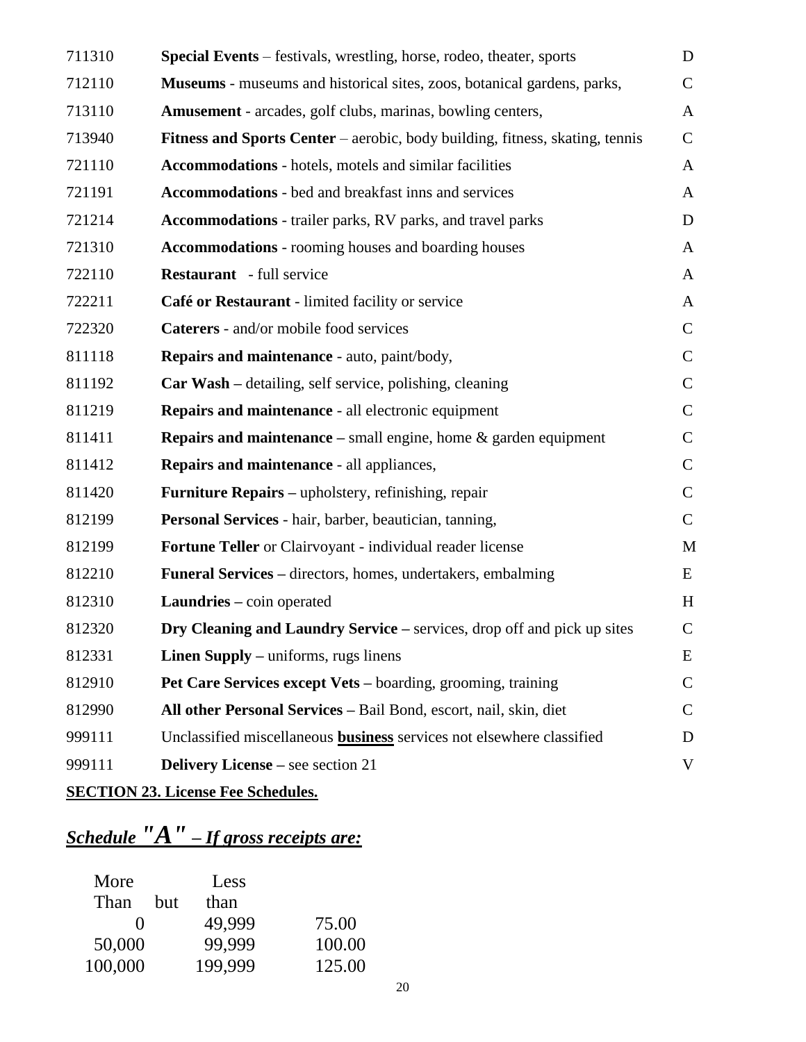| | | |
|---|---|---|
| 711310 | **Special Events** – festivals, wrestling, horse, rodeo, theater, sports | D |
| 712110 | **Museums** - museums and historical sites, zoos, botanical gardens, parks, | C |
| 713110 | **Amusement** - arcades, golf clubs, marinas, bowling centers, | A |
| 713940 | **Fitness and Sports Center** – aerobic, body building, fitness, skating, tennis | C |
| 721110 | **Accommodations** - hotels, motels and similar facilities | A |
| 721191 | **Accommodations** - bed and breakfast inns and services | A |
| 721214 | **Accommodations** - trailer parks, RV parks, and travel parks | D |
| 721310 | **Accommodations** - rooming houses and boarding houses | A |
| 722110 | **Restaurant** - full service | A |
| 722211 | **Café or Restaurant** - limited facility or service | A |
| 722320 | **Caterers** - and/or mobile food services | C |
| 811118 | **Repairs and maintenance** - auto, paint/body, | C |
| 811192 | **Car Wash** – detailing, self service, polishing, cleaning | C |
| 811219 | **Repairs and maintenance** - all electronic equipment | C |
| 811411 | **Repairs and maintenance** – small engine, home & garden equipment | C |
| 811412 | **Repairs and maintenance** - all appliances, | C |
| 811420 | **Furniture Repairs** – upholstery, refinishing, repair | C |
| 812199 | **Personal Services** - hair, barber, beautician, tanning, | C |
| 812199 | **Fortune Teller** or Clairvoyant - individual reader license | M |
| 812210 | **Funeral Services** – directors, homes, undertakers, embalming | E |
| 812310 | **Laundries** – coin operated | H |
| 812320 | **Dry Cleaning and Laundry Service** – services, drop off and pick up sites | C |
| 812331 | **Linen Supply** – uniforms, rugs linens | E |
| 812910 | **Pet Care Services except Vets** – boarding, grooming, training | C |
| 812990 | **All other Personal Services** – Bail Bond, escort, nail, skin, diet | C |
| 999111 | Unclassified miscellaneous **business** services not elsewhere classified | D |
| 999111 | **Delivery License** – see section 21 | V |

**SECTION 23. License Fee Schedules.**

## *Schedule "A" – If gross receipts are:*

| More Than | but | Less than | |
|---|---|---|---|
| 0 | | 49,999 | 75.00 |
| 50,000 | | 99,999 | 100.00 |
| 100,000 | | 199,999 | 125.00 |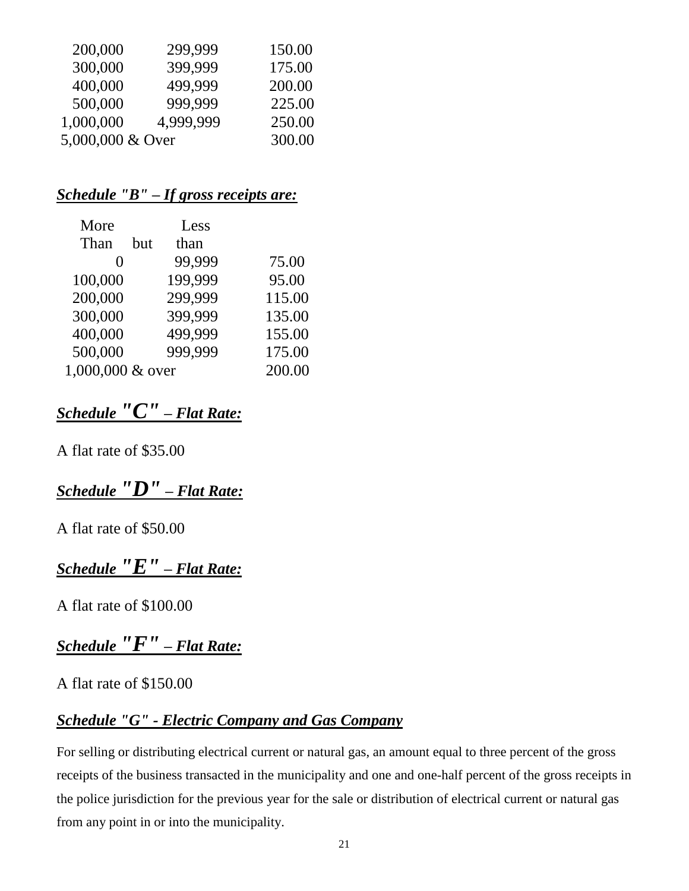| | | |
|---|---|---|
| 200,000 | 299,999 | 150.00 |
| 300,000 | 399,999 | 175.00 |
| 400,000 | 499,999 | 200.00 |
| 500,000 | 999,999 | 225.00 |
| 1,000,000 | 4,999,999 | 250.00 |
| 5,000,000 & Over | | 300.00 |

***Schedule "B" – If gross receipts are:***

| More Than | but Less than | |
|---|---|---|
| 0 | 99,999 | 75.00 |
| 100,000 | 199,999 | 95.00 |
| 200,000 | 299,999 | 115.00 |
| 300,000 | 399,999 | 135.00 |
| 400,000 | 499,999 | 155.00 |
| 500,000 | 999,999 | 175.00 |
| 1,000,000 & over | | 200.00 |

***Schedule "C" – Flat Rate:***

A flat rate of $35.00

***Schedule "D" – Flat Rate:***

A flat rate of $50.00

***Schedule "E" – Flat Rate:***

A flat rate of $100.00

***Schedule "F" – Flat Rate:***

A flat rate of $150.00

***Schedule "G" - Electric Company and Gas Company***

For selling or distributing electrical current or natural gas, an amount equal to three percent of the gross receipts of the business transacted in the municipality and one and one-half percent of the gross receipts in the police jurisdiction for the previous year for the sale or distribution of electrical current or natural gas from any point in or into the municipality.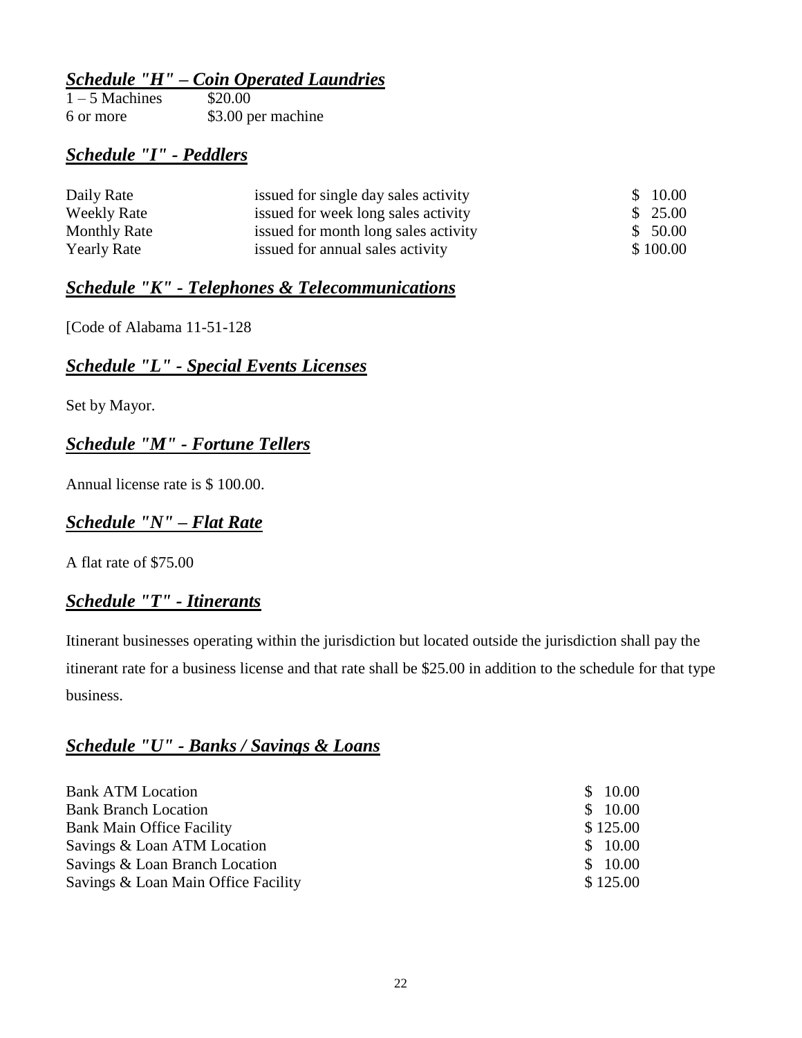## ***Schedule "H" – Coin Operated Laundries***

| | |
|---|---|
| 1 – 5 Machines | $20.00 |
| 6 or more | $3.00 per machine |

## ***Schedule "I" - Peddlers***

| | | |
|---|---|---|
| Daily Rate | issued for single day sales activity | $ 10.00 |
| Weekly Rate | issued for week long sales activity | $ 25.00 |
| Monthly Rate | issued for month long sales activity | $ 50.00 |
| Yearly Rate | issued for annual sales activity | $ 100.00 |

## ***Schedule "K" - Telephones & Telecommunications***

[Code of Alabama 11-51-128

## ***Schedule "L" - Special Events Licenses***

Set by Mayor.

## ***Schedule "M" - Fortune Tellers***

Annual license rate is $ 100.00.

## ***Schedule "N" – Flat Rate***

A flat rate of $75.00

## ***Schedule "T" - Itinerants***

Itinerant businesses operating within the jurisdiction but located outside the jurisdiction shall pay the itinerant rate for a business license and that rate shall be $25.00 in addition to the schedule for that type business.

## ***Schedule "U" - Banks / Savings & Loans***

| | |
|---|---|
| Bank ATM Location | $ 10.00 |
| Bank Branch Location | $ 10.00 |
| Bank Main Office Facility | $ 125.00 |
| Savings & Loan ATM Location | $ 10.00 |
| Savings & Loan Branch Location | $ 10.00 |
| Savings & Loan Main Office Facility | $ 125.00 |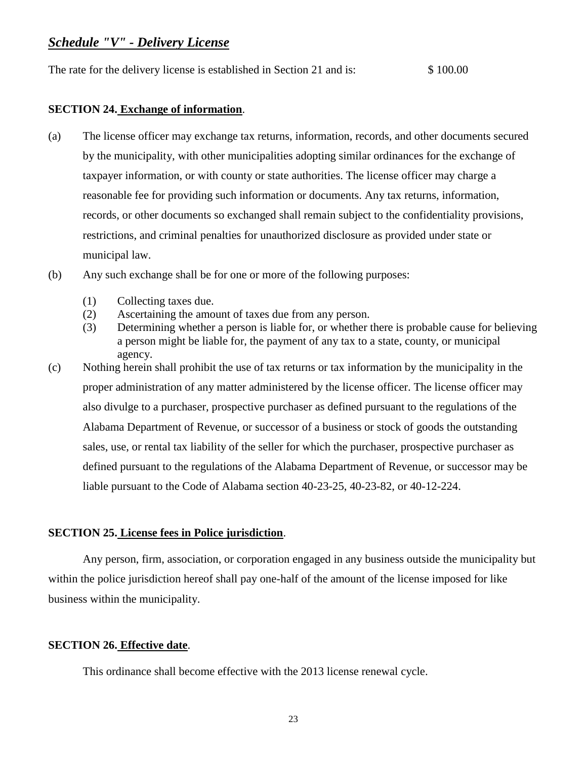## ***Schedule "V" - Delivery License***

The rate for the delivery license is established in Section 21 and is: $ 100.00

**SECTION 24. Exchange of information**.

(a) The license officer may exchange tax returns, information, records, and other documents secured by the municipality, with other municipalities adopting similar ordinances for the exchange of taxpayer information, or with county or state authorities. The license officer may charge a reasonable fee for providing such information or documents. Any tax returns, information, records, or other documents so exchanged shall remain subject to the confidentiality provisions, restrictions, and criminal penalties for unauthorized disclosure as provided under state or municipal law.

(b) Any such exchange shall be for one or more of the following purposes:

   (1) Collecting taxes due.
   (2) Ascertaining the amount of taxes due from any person.
   (3) Determining whether a person is liable for, or whether there is probable cause for believing a person might be liable for, the payment of any tax to a state, county, or municipal agency.

(c) Nothing herein shall prohibit the use of tax returns or tax information by the municipality in the proper administration of any matter administered by the license officer. The license officer may also divulge to a purchaser, prospective purchaser as defined pursuant to the regulations of the Alabama Department of Revenue, or successor of a business or stock of goods the outstanding sales, use, or rental tax liability of the seller for which the purchaser, prospective purchaser as defined pursuant to the regulations of the Alabama Department of Revenue, or successor may be liable pursuant to the Code of Alabama section 40-23-25, 40-23-82, or 40-12-224.

**SECTION 25. License fees in Police jurisdiction**.

Any person, firm, association, or corporation engaged in any business outside the municipality but within the police jurisdiction hereof shall pay one-half of the amount of the license imposed for like business within the municipality.

**SECTION 26. Effective date**.

This ordinance shall become effective with the 2013 license renewal cycle.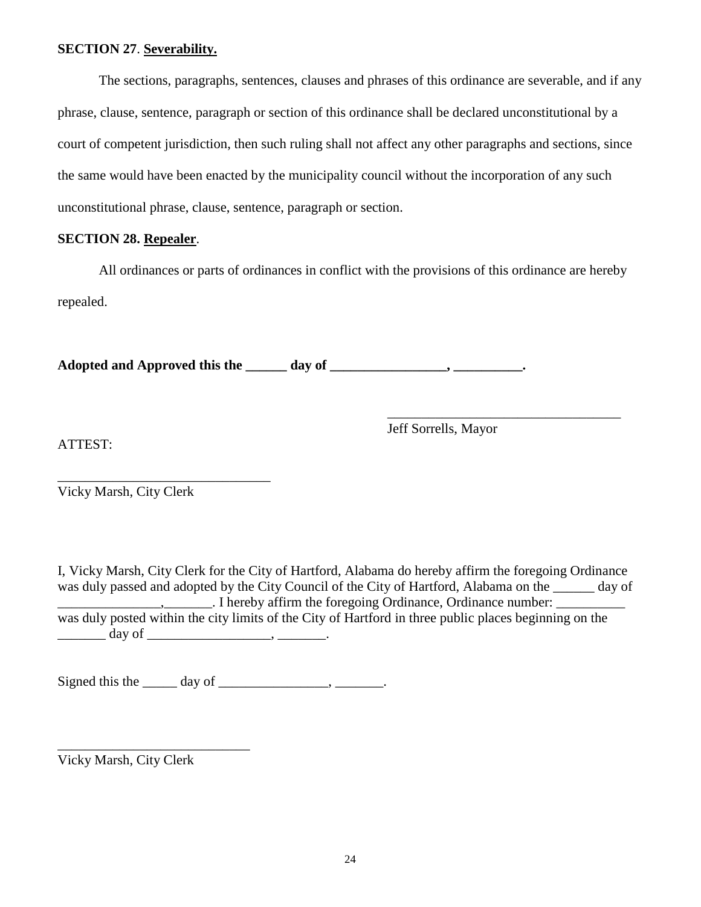**SECTION 27**. **Severability.**

The sections, paragraphs, sentences, clauses and phrases of this ordinance are severable, and if any phrase, clause, sentence, paragraph or section of this ordinance shall be declared unconstitutional by a court of competent jurisdiction, then such ruling shall not affect any other paragraphs and sections, since the same would have been enacted by the municipality council without the incorporation of any such unconstitutional phrase, clause, sentence, paragraph or section.

**SECTION 28. Repealer**.

All ordinances or parts of ordinances in conflict with the provisions of this ordinance are hereby repealed.

**Adopted and Approved this the ______ day of _________________, __________.**

___________________________________
Jeff Sorrells, Mayor

ATTEST:

_______________________________
Vicky Marsh, City Clerk

I, Vicky Marsh, City Clerk for the City of Hartford, Alabama do hereby affirm the foregoing Ordinance was duly passed and adopted by the City Council of the City of Hartford, Alabama on the ______ day of _______________,_______. I hereby affirm the foregoing Ordinance, Ordinance number: __________ was duly posted within the city limits of the City of Hartford in three public places beginning on the _______ day of __________________, _______.

Signed this the _____ day of ________________, _______.

____________________________
Vicky Marsh, City Clerk